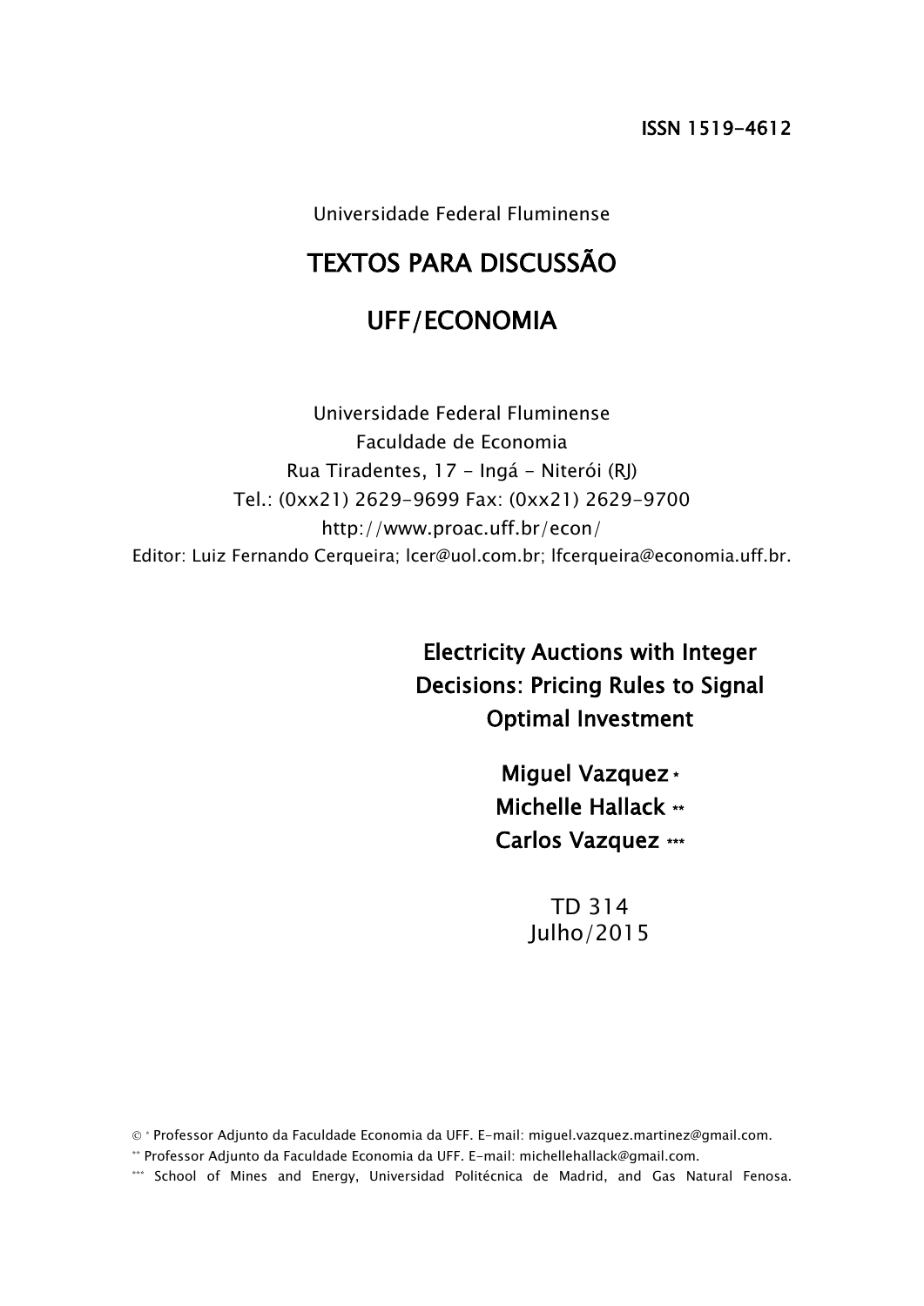ISSN 1519-4612

Universidade Federal Fluminense

# TEXTOS PARA DISCUSSÃO

# UFF/ECONOMIA

Universidade Federal Fluminense
Faculdade de Economia
Rua Tiradentes, 17 - Ingá - Niterói (RJ)
Tel.: (0xx21) 2629-9699 Fax: (0xx21) 2629-9700
http://www.proac.uff.br/econ/
Editor: Luiz Fernando Cerqueira; lcer@uol.com.br; lfcerqueira@economia.uff.br.

## Electricity Auctions with Integer Decisions: Pricing Rules to Signal Optimal Investment

**Miguel Vazquez** *
**Michelle Hallack** **
**Carlos Vazquez** ***

TD 314
Julho/2015

© * Professor Adjunto da Faculdade Economia da UFF. E-mail: miguel.vazquez.martinez@gmail.com.

** Professor Adjunto da Faculdade Economia da UFF. E-mail: michellehallack@gmail.com.

*** School of Mines and Energy, Universidad Politécnica de Madrid, and Gas Natural Fenosa.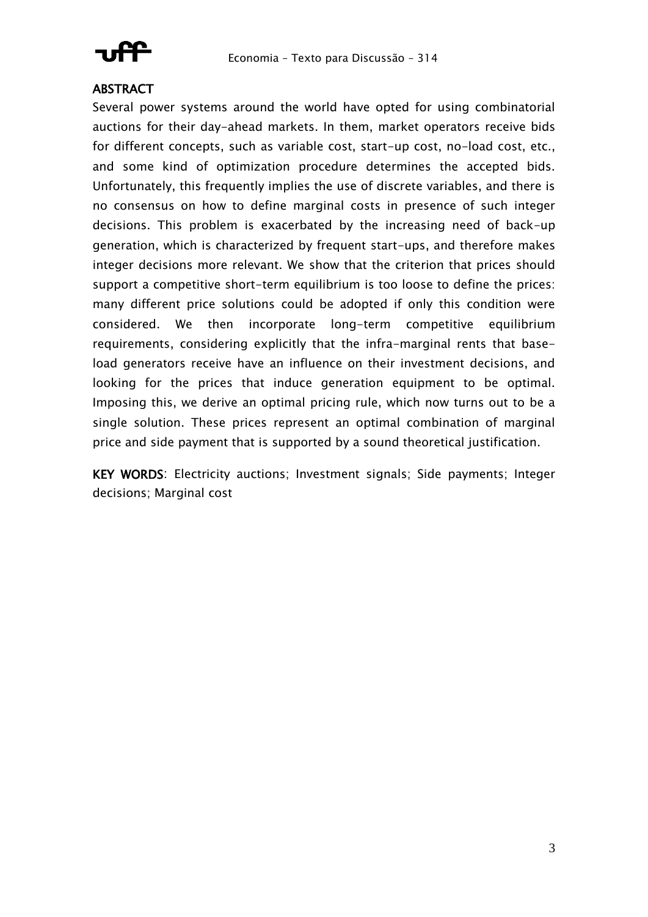## ABSTRACT

Several power systems around the world have opted for using combinatorial auctions for their day-ahead markets. In them, market operators receive bids for different concepts, such as variable cost, start-up cost, no-load cost, etc., and some kind of optimization procedure determines the accepted bids. Unfortunately, this frequently implies the use of discrete variables, and there is no consensus on how to define marginal costs in presence of such integer decisions. This problem is exacerbated by the increasing need of back-up generation, which is characterized by frequent start-ups, and therefore makes integer decisions more relevant. We show that the criterion that prices should support a competitive short-term equilibrium is too loose to define the prices: many different price solutions could be adopted if only this condition were considered. We then incorporate long-term competitive equilibrium requirements, considering explicitly that the infra-marginal rents that base-load generators receive have an influence on their investment decisions, and looking for the prices that induce generation equipment to be optimal. Imposing this, we derive an optimal pricing rule, which now turns out to be a single solution. These prices represent an optimal combination of marginal price and side payment that is supported by a sound theoretical justification.

**KEY WORDS**: Electricity auctions; Investment signals; Side payments; Integer decisions; Marginal cost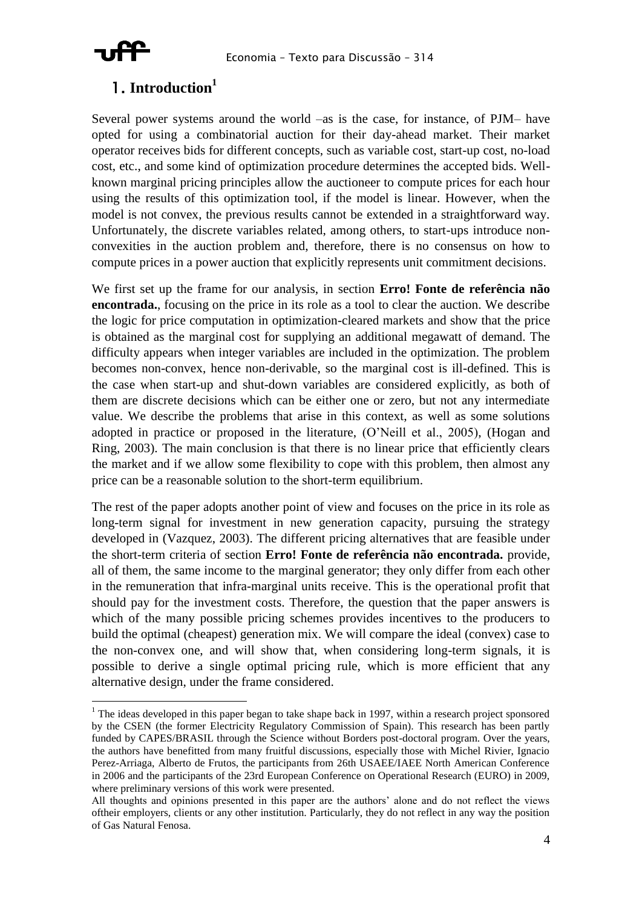# 1. Introduction[1]

Several power systems around the world –as is the case, for instance, of PJM– have opted for using a combinatorial auction for their day-ahead market. Their market operator receives bids for different concepts, such as variable cost, start-up cost, no-load cost, etc., and some kind of optimization procedure determines the accepted bids. Well-known marginal pricing principles allow the auctioneer to compute prices for each hour using the results of this optimization tool, if the model is linear. However, when the model is not convex, the previous results cannot be extended in a straightforward way. Unfortunately, the discrete variables related, among others, to start-ups introduce non-convexities in the auction problem and, therefore, there is no consensus on how to compute prices in a power auction that explicitly represents unit commitment decisions.

We first set up the frame for our analysis, in section **Erro! Fonte de referência não encontrada.**, focusing on the price in its role as a tool to clear the auction. We describe the logic for price computation in optimization-cleared markets and show that the price is obtained as the marginal cost for supplying an additional megawatt of demand. The difficulty appears when integer variables are included in the optimization. The problem becomes non-convex, hence non-derivable, so the marginal cost is ill-defined. This is the case when start-up and shut-down variables are considered explicitly, as both of them are discrete decisions which can be either one or zero, but not any intermediate value. We describe the problems that arise in this context, as well as some solutions adopted in practice or proposed in the literature, (O'Neill et al., 2005), (Hogan and Ring, 2003). The main conclusion is that there is no linear price that efficiently clears the market and if we allow some flexibility to cope with this problem, then almost any price can be a reasonable solution to the short-term equilibrium.

The rest of the paper adopts another point of view and focuses on the price in its role as long-term signal for investment in new generation capacity, pursuing the strategy developed in (Vazquez, 2003). The different pricing alternatives that are feasible under the short-term criteria of section **Erro! Fonte de referência não encontrada.** provide, all of them, the same income to the marginal generator; they only differ from each other in the remuneration that infra-marginal units receive. This is the operational profit that should pay for the investment costs. Therefore, the question that the paper answers is which of the many possible pricing schemes provides incentives to the producers to build the optimal (cheapest) generation mix. We will compare the ideal (convex) case to the non-convex one, and will show that, when considering long-term signals, it is possible to derive a single optimal pricing rule, which is more efficient that any alternative design, under the frame considered.

---

[1] The ideas developed in this paper began to take shape back in 1997, within a research project sponsored by the CSEN (the former Electricity Regulatory Commission of Spain). This research has been partly funded by CAPES/BRASIL through the Science without Borders post-doctoral program. Over the years, the authors have benefitted from many fruitful discussions, especially those with Michel Rivier, Ignacio Perez-Arriaga, Alberto de Frutos, the participants from 26th USAEE/IAEE North American Conference in 2006 and the participants of the 23rd European Conference on Operational Research (EURO) in 2009, where preliminary versions of this work were presented.

All thoughts and opinions presented in this paper are the authors' alone and do not reflect the views oftheir employers, clients or any other institution. Particularly, they do not reflect in any way the position of Gas Natural Fenosa.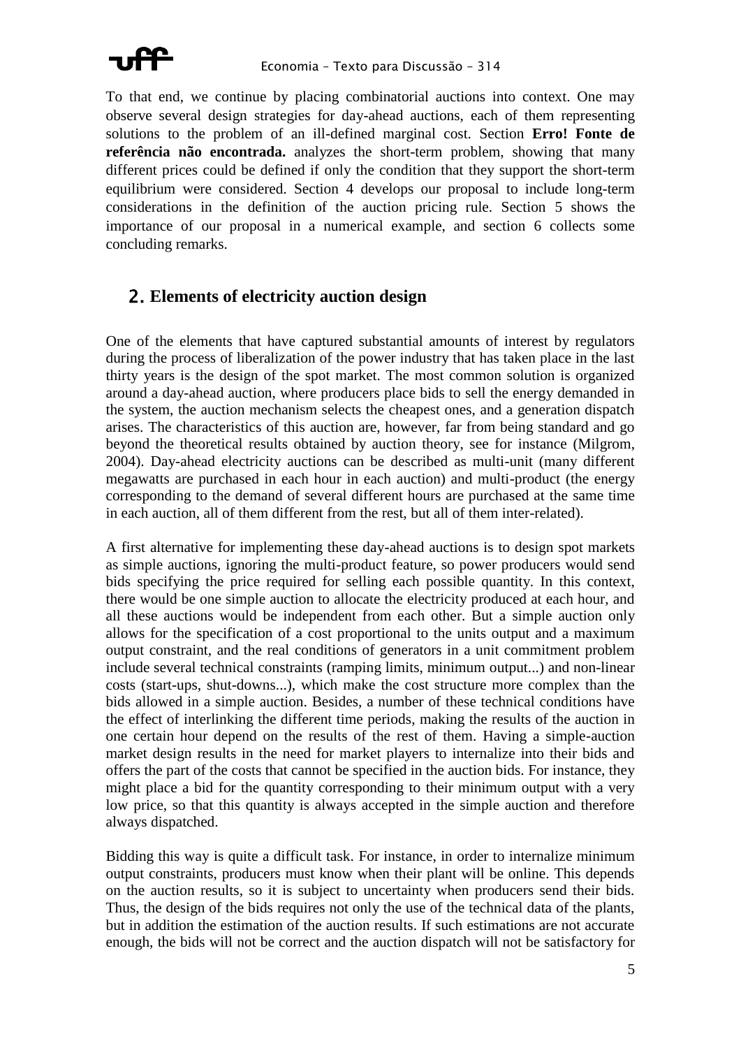To that end, we continue by placing combinatorial auctions into context. One may observe several design strategies for day-ahead auctions, each of them representing solutions to the problem of an ill-defined marginal cost. Section **Erro! Fonte de referência não encontrada.** analyzes the short-term problem, showing that many different prices could be defined if only the condition that they support the short-term equilibrium were considered. Section 4 develops our proposal to include long-term considerations in the definition of the auction pricing rule. Section 5 shows the importance of our proposal in a numerical example, and section 6 collects some concluding remarks.

## 2. Elements of electricity auction design

One of the elements that have captured substantial amounts of interest by regulators during the process of liberalization of the power industry that has taken place in the last thirty years is the design of the spot market. The most common solution is organized around a day-ahead auction, where producers place bids to sell the energy demanded in the system, the auction mechanism selects the cheapest ones, and a generation dispatch arises. The characteristics of this auction are, however, far from being standard and go beyond the theoretical results obtained by auction theory, see for instance (Milgrom, 2004). Day-ahead electricity auctions can be described as multi-unit (many different megawatts are purchased in each hour in each auction) and multi-product (the energy corresponding to the demand of several different hours are purchased at the same time in each auction, all of them different from the rest, but all of them inter-related).

A first alternative for implementing these day-ahead auctions is to design spot markets as simple auctions, ignoring the multi-product feature, so power producers would send bids specifying the price required for selling each possible quantity. In this context, there would be one simple auction to allocate the electricity produced at each hour, and all these auctions would be independent from each other. But a simple auction only allows for the specification of a cost proportional to the units output and a maximum output constraint, and the real conditions of generators in a unit commitment problem include several technical constraints (ramping limits, minimum output...) and non-linear costs (start-ups, shut-downs...), which make the cost structure more complex than the bids allowed in a simple auction. Besides, a number of these technical conditions have the effect of interlinking the different time periods, making the results of the auction in one certain hour depend on the results of the rest of them. Having a simple-auction market design results in the need for market players to internalize into their bids and offers the part of the costs that cannot be specified in the auction bids. For instance, they might place a bid for the quantity corresponding to their minimum output with a very low price, so that this quantity is always accepted in the simple auction and therefore always dispatched.

Bidding this way is quite a difficult task. For instance, in order to internalize minimum output constraints, producers must know when their plant will be online. This depends on the auction results, so it is subject to uncertainty when producers send their bids. Thus, the design of the bids requires not only the use of the technical data of the plants, but in addition the estimation of the auction results. If such estimations are not accurate enough, the bids will not be correct and the auction dispatch will not be satisfactory for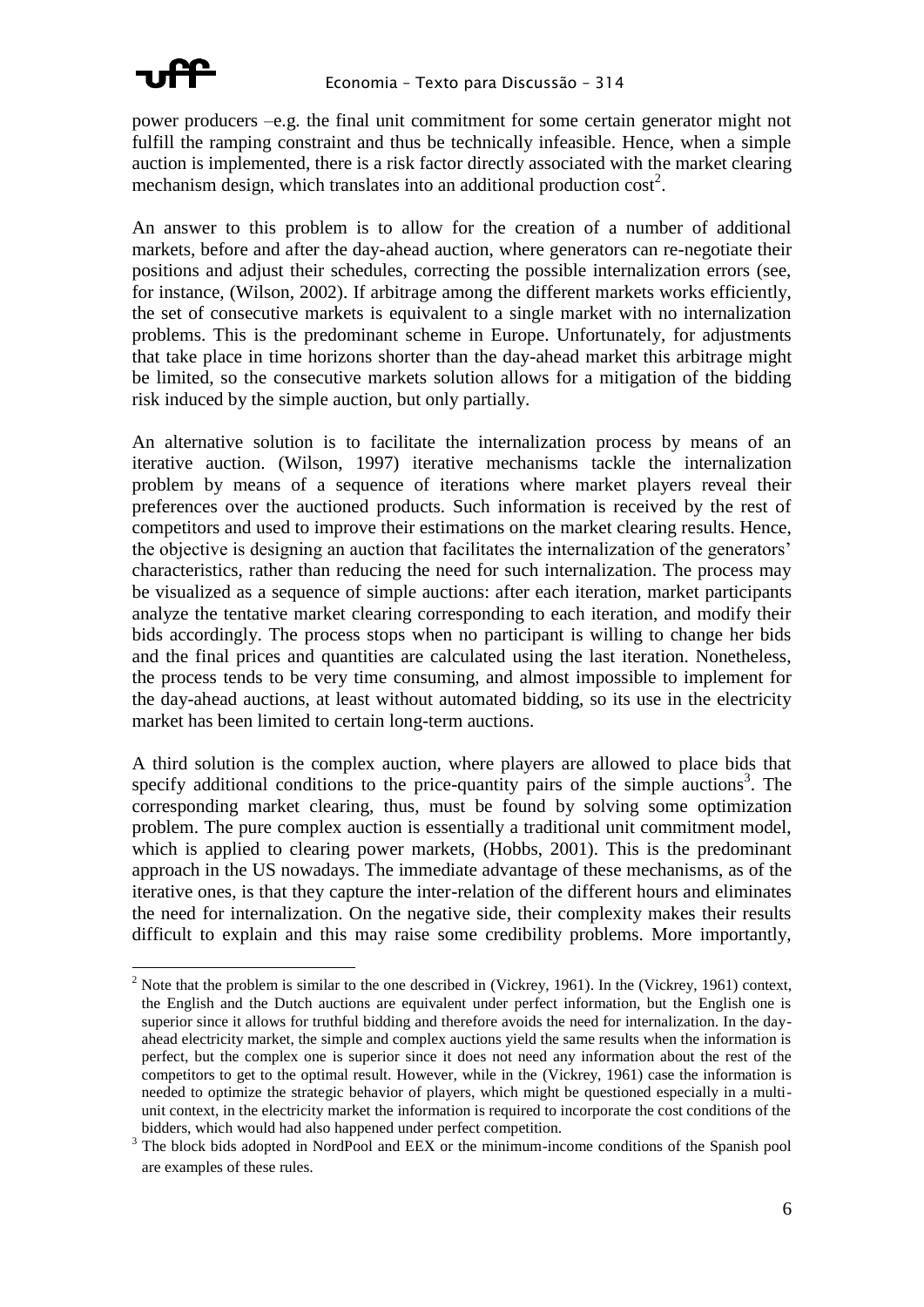power producers –e.g. the final unit commitment for some certain generator might not fulfill the ramping constraint and thus be technically infeasible. Hence, when a simple auction is implemented, there is a risk factor directly associated with the market clearing mechanism design, which translates into an additional production cost[2].

An answer to this problem is to allow for the creation of a number of additional markets, before and after the day-ahead auction, where generators can re-negotiate their positions and adjust their schedules, correcting the possible internalization errors (see, for instance, (Wilson, 2002). If arbitrage among the different markets works efficiently, the set of consecutive markets is equivalent to a single market with no internalization problems. This is the predominant scheme in Europe. Unfortunately, for adjustments that take place in time horizons shorter than the day-ahead market this arbitrage might be limited, so the consecutive markets solution allows for a mitigation of the bidding risk induced by the simple auction, but only partially.

An alternative solution is to facilitate the internalization process by means of an iterative auction. (Wilson, 1997) iterative mechanisms tackle the internalization problem by means of a sequence of iterations where market players reveal their preferences over the auctioned products. Such information is received by the rest of competitors and used to improve their estimations on the market clearing results. Hence, the objective is designing an auction that facilitates the internalization of the generators' characteristics, rather than reducing the need for such internalization. The process may be visualized as a sequence of simple auctions: after each iteration, market participants analyze the tentative market clearing corresponding to each iteration, and modify their bids accordingly. The process stops when no participant is willing to change her bids and the final prices and quantities are calculated using the last iteration. Nonetheless, the process tends to be very time consuming, and almost impossible to implement for the day-ahead auctions, at least without automated bidding, so its use in the electricity market has been limited to certain long-term auctions.

A third solution is the complex auction, where players are allowed to place bids that specify additional conditions to the price-quantity pairs of the simple auctions[3]. The corresponding market clearing, thus, must be found by solving some optimization problem. The pure complex auction is essentially a traditional unit commitment model, which is applied to clearing power markets, (Hobbs, 2001). This is the predominant approach in the US nowadays. The immediate advantage of these mechanisms, as of the iterative ones, is that they capture the inter-relation of the different hours and eliminates the need for internalization. On the negative side, their complexity makes their results difficult to explain and this may raise some credibility problems. More importantly,

---

[2] Note that the problem is similar to the one described in (Vickrey, 1961). In the (Vickrey, 1961) context, the English and the Dutch auctions are equivalent under perfect information, but the English one is superior since it allows for truthful bidding and therefore avoids the need for internalization. In the day-ahead electricity market, the simple and complex auctions yield the same results when the information is perfect, but the complex one is superior since it does not need any information about the rest of the competitors to get to the optimal result. However, while in the (Vickrey, 1961) case the information is needed to optimize the strategic behavior of players, which might be questioned especially in a multi-unit context, in the electricity market the information is required to incorporate the cost conditions of the bidders, which would had also happened under perfect competition.

[3] The block bids adopted in NordPool and EEX or the minimum-income conditions of the Spanish pool are examples of these rules.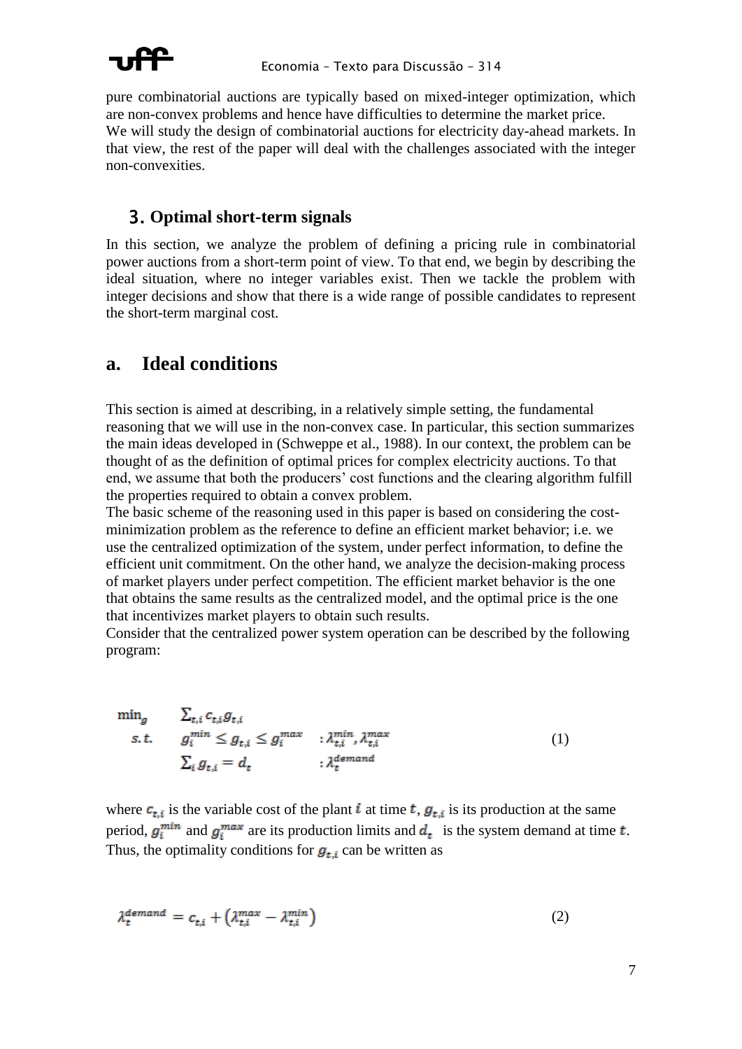pure combinatorial auctions are typically based on mixed-integer optimization, which are non-convex problems and hence have difficulties to determine the market price.
We will study the design of combinatorial auctions for electricity day-ahead markets. In that view, the rest of the paper will deal with the challenges associated with the integer non-convexities.

## 3. Optimal short-term signals

In this section, we analyze the problem of defining a pricing rule in combinatorial power auctions from a short-term point of view. To that end, we begin by describing the ideal situation, where no integer variables exist. Then we tackle the problem with integer decisions and show that there is a wide range of possible candidates to represent the short-term marginal cost.

## a. Ideal conditions

This section is aimed at describing, in a relatively simple setting, the fundamental reasoning that we will use in the non-convex case. In particular, this section summarizes the main ideas developed in (Schweppe et al., 1988). In our context, the problem can be thought of as the definition of optimal prices for complex electricity auctions. To that end, we assume that both the producers' cost functions and the clearing algorithm fulfill the properties required to obtain a convex problem.
The basic scheme of the reasoning used in this paper is based on considering the cost-minimization problem as the reference to define an efficient market behavior; i.e. we use the centralized optimization of the system, under perfect information, to define the efficient unit commitment. On the other hand, we analyze the decision-making process of market players under perfect competition. The efficient market behavior is the one that obtains the same results as the centralized model, and the optimal price is the one that incentivizes market players to obtain such results.
Consider that the centralized power system operation can be described by the following program:

$$
\begin{array}{lll}
\min_g & \sum_{t,i} c_{t,i} g_{t,i} & \\
s.t. & g_i^{min} \leq g_{t,i} \leq g_i^{max} & : \lambda_{t,i}^{min}, \lambda_{t,i}^{max} \\
 & \sum_i g_{t,i} = d_t & : \lambda_t^{demand}
\end{array}
\tag{1}
$$

where $c_{t,i}$ is the variable cost of the plant $i$ at time $t$, $g_{t,i}$ is its production at the same period, $g_i^{min}$ and $g_i^{max}$ are its production limits and $d_t$ is the system demand at time $t$. Thus, the optimality conditions for $g_{t,i}$ can be written as

$$
\lambda_t^{demand} = c_{t,i} + \left(\lambda_{t,i}^{max} - \lambda_{t,i}^{min}\right) \tag{2}
$$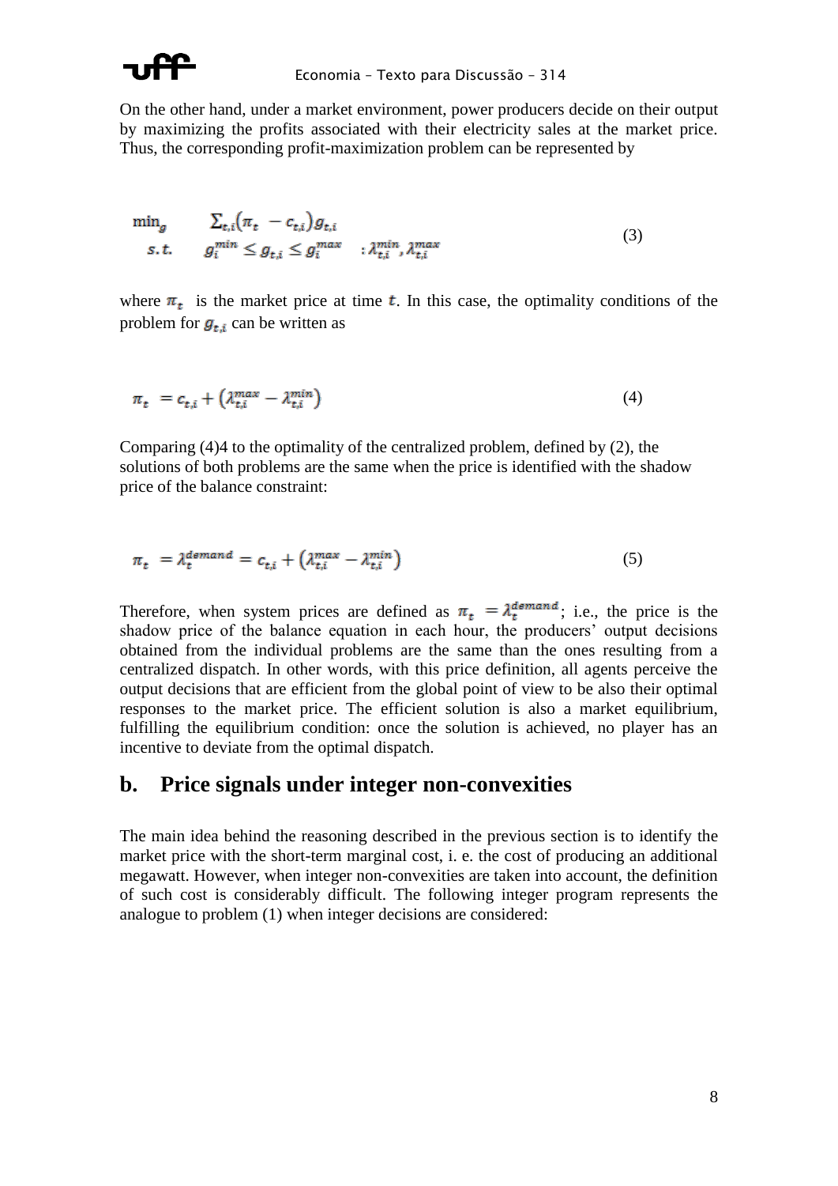On the other hand, under a market environment, power producers decide on their output by maximizing the profits associated with their electricity sales at the market price. Thus, the corresponding profit-maximization problem can be represented by

$$
\begin{aligned}
\min_{g} \quad & \sum_{t,i} (\pi_t - c_{t,i}) g_{t,i} \\
s.t. \quad & g_i^{min} \leq g_{t,i} \leq g_i^{max} \quad : \lambda_{t,i}^{min}, \lambda_{t,i}^{max}
\end{aligned}
\tag{3}
$$

where $\pi_t$ is the market price at time $t$. In this case, the optimality conditions of the problem for $g_{t,i}$ can be written as

$$
\pi_t = c_{t,i} + \left(\lambda_{t,i}^{max} - \lambda_{t,i}^{min}\right) \tag{4}
$$

Comparing (4)4 to the optimality of the centralized problem, defined by (2), the solutions of both problems are the same when the price is identified with the shadow price of the balance constraint:

$$
\pi_t = \lambda_t^{demand} = c_{t,i} + \left(\lambda_{t,i}^{max} - \lambda_{t,i}^{min}\right) \tag{5}
$$

Therefore, when system prices are defined as $\pi_t = \lambda_t^{demand}$; i.e., the price is the shadow price of the balance equation in each hour, the producers' output decisions obtained from the individual problems are the same than the ones resulting from a centralized dispatch. In other words, with this price definition, all agents perceive the output decisions that are efficient from the global point of view to be also their optimal responses to the market price. The efficient solution is also a market equilibrium, fulfilling the equilibrium condition: once the solution is achieved, no player has an incentive to deviate from the optimal dispatch.

## b. Price signals under integer non-convexities

The main idea behind the reasoning described in the previous section is to identify the market price with the short-term marginal cost, i. e. the cost of producing an additional megawatt. However, when integer non-convexities are taken into account, the definition of such cost is considerably difficult. The following integer program represents the analogue to problem (1) when integer decisions are considered: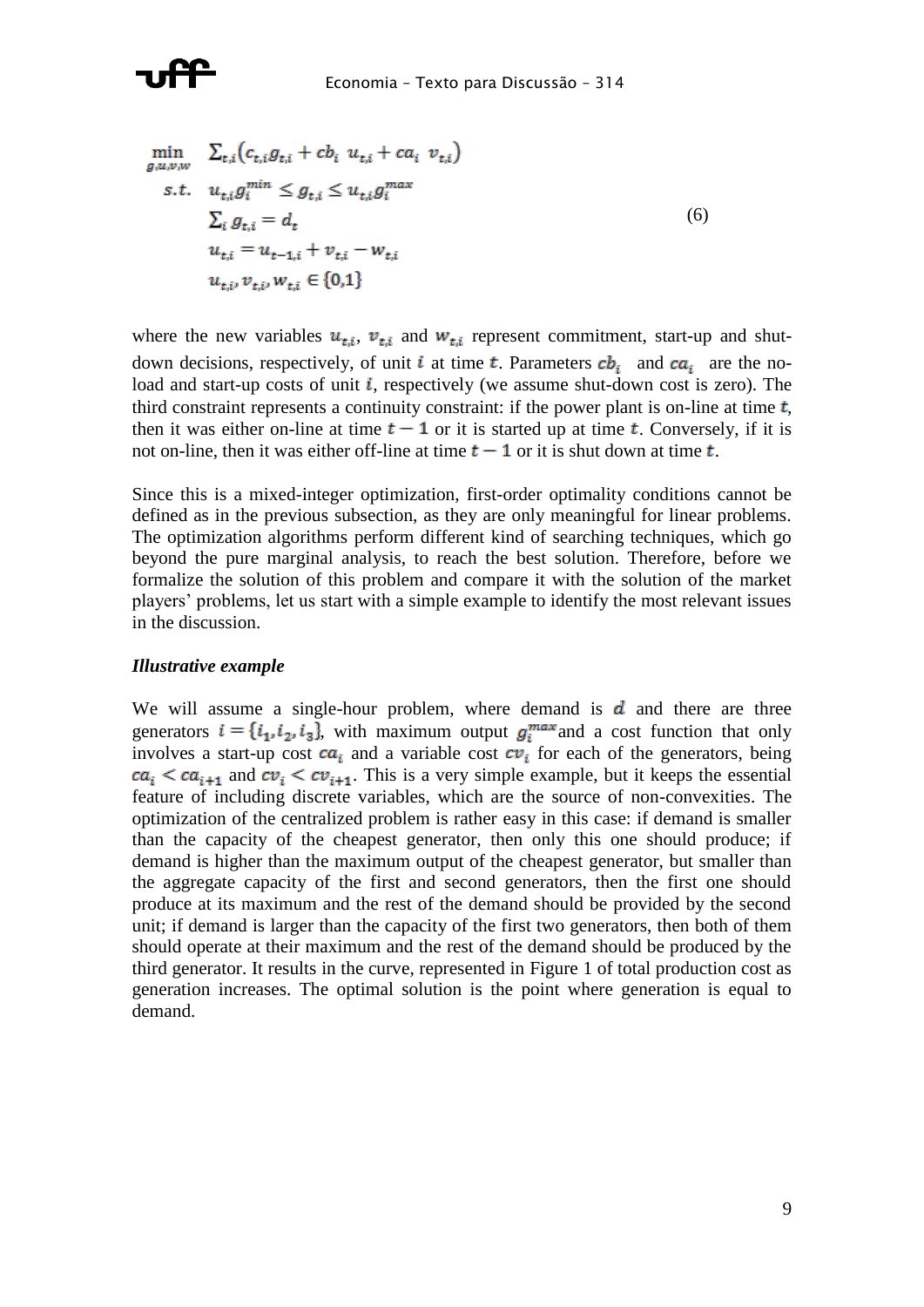$$
\begin{aligned}
\min_{g,u,v,w} \quad & \sum_{t,i}\left(c_{t,i}g_{t,i} + cb_i \; u_{t,i} + ca_i \; v_{t,i}\right) \\
s.t. \quad & u_{t,i}g_i^{min} \leq g_{t,i} \leq u_{t,i}g_i^{max} \\
& \sum_i g_{t,i} = d_t \\
& u_{t,i} = u_{t-1,i} + v_{t,i} - w_{t,i} \\
& u_{t,i}, v_{t,i}, w_{t,i} \in \{0,1\}
\end{aligned}
\tag{6}
$$

where the new variables $u_{t,i}$, $v_{t,i}$ and $w_{t,i}$ represent commitment, start-up and shut-down decisions, respectively, of unit $i$ at time $t$. Parameters $cb_i$ and $ca_i$ are the no-load and start-up costs of unit $i$, respectively (we assume shut-down cost is zero). The third constraint represents a continuity constraint: if the power plant is on-line at time $t$, then it was either on-line at time $t-1$ or it is started up at time $t$. Conversely, if it is not on-line, then it was either off-line at time $t-1$ or it is shut down at time $t$.

Since this is a mixed-integer optimization, first-order optimality conditions cannot be defined as in the previous subsection, as they are only meaningful for linear problems. The optimization algorithms perform different kind of searching techniques, which go beyond the pure marginal analysis, to reach the best solution. Therefore, before we formalize the solution of this problem and compare it with the solution of the market players' problems, let us start with a simple example to identify the most relevant issues in the discussion.

***Illustrative example***

We will assume a single-hour problem, where demand is $d$ and there are three generators $i = \{i_1, i_2, i_3\}$, with maximum output $g_i^{max}$ and a cost function that only involves a start-up cost $ca_i$ and a variable cost $cv_i$ for each of the generators, being $ca_i < ca_{i+1}$ and $cv_i < cv_{i+1}$. This is a very simple example, but it keeps the essential feature of including discrete variables, which are the source of non-convexities. The optimization of the centralized problem is rather easy in this case: if demand is smaller than the capacity of the cheapest generator, then only this one should produce; if demand is higher than the maximum output of the cheapest generator, but smaller than the aggregate capacity of the first and second generators, then the first one should produce at its maximum and the rest of the demand should be provided by the second unit; if demand is larger than the capacity of the first two generators, then both of them should operate at their maximum and the rest of the demand should be produced by the third generator. It results in the curve, represented in Figure 1 of total production cost as generation increases. The optimal solution is the point where generation is equal to demand.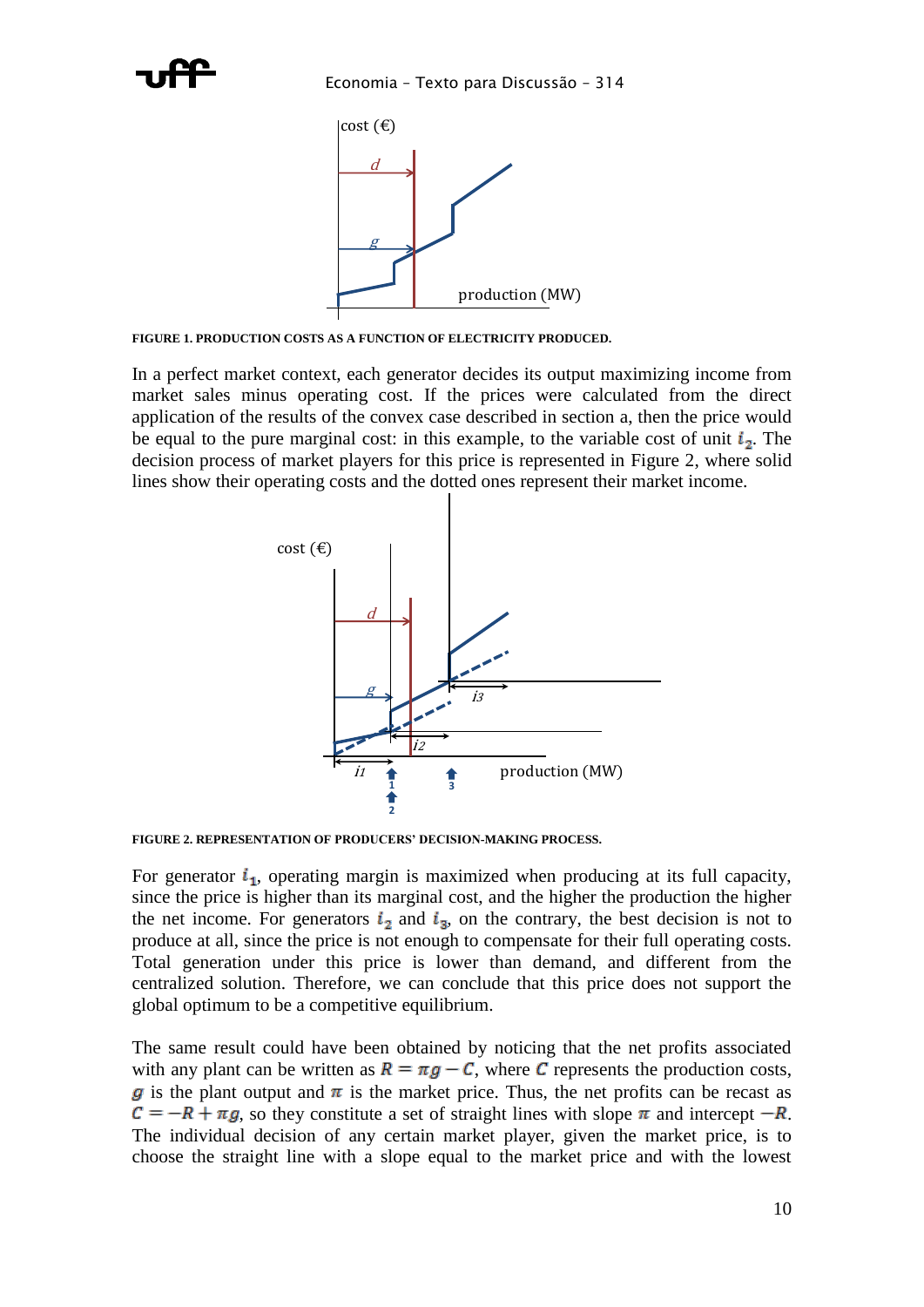FIGURE 1. PRODUCTION COSTS AS A FUNCTION OF ELECTRICITY PRODUCED.

In a perfect market context, each generator decides its output maximizing income from market sales minus operating cost. If the prices were calculated from the direct application of the results of the convex case described in section a, then the price would be equal to the pure marginal cost: in this example, to the variable cost of unit $i_2$. The decision process of market players for this price is represented in Figure 2, where solid lines show their operating costs and the dotted ones represent their market income.

FIGURE 2. REPRESENTATION OF PRODUCERS' DECISION-MAKING PROCESS.

For generator $i_1$, operating margin is maximized when producing at its full capacity, since the price is higher than its marginal cost, and the higher the production the higher the net income. For generators $i_2$ and $i_3$, on the contrary, the best decision is not to produce at all, since the price is not enough to compensate for their full operating costs. Total generation under this price is lower than demand, and different from the centralized solution. Therefore, we can conclude that this price does not support the global optimum to be a competitive equilibrium.

The same result could have been obtained by noticing that the net profits associated with any plant can be written as $R = \pi g - C$, where $C$ represents the production costs, $g$ is the plant output and $\pi$ is the market price. Thus, the net profits can be recast as $C = -R + \pi g$, so they constitute a set of straight lines with slope $\pi$ and intercept $-R$. The individual decision of any certain market player, given the market price, is to choose the straight line with a slope equal to the market price and with the lowest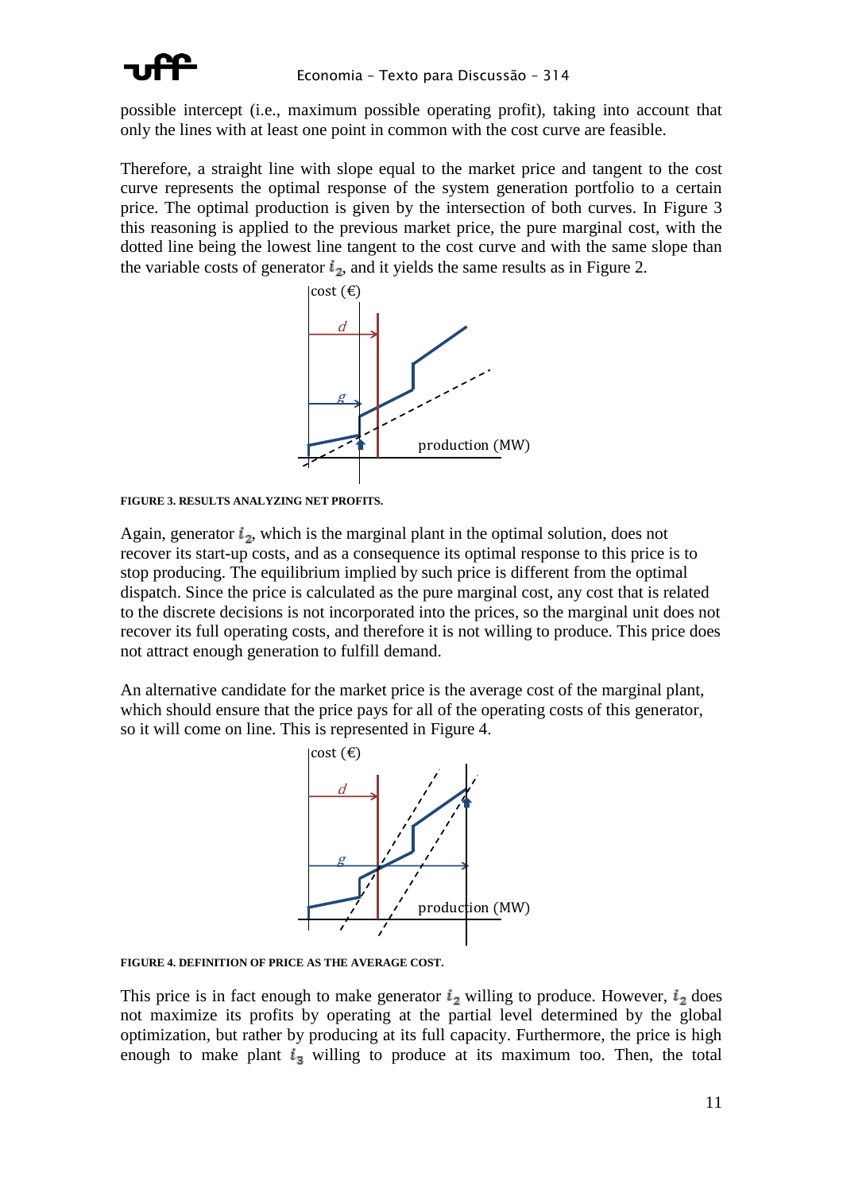possible intercept (i.e., maximum possible operating profit), taking into account that only the lines with at least one point in common with the cost curve are feasible.

Therefore, a straight line with slope equal to the market price and tangent to the cost curve represents the optimal response of the system generation portfolio to a certain price. The optimal production is given by the intersection of both curves. In Figure 3 this reasoning is applied to the previous market price, the pure marginal cost, with the dotted line being the lowest line tangent to the cost curve and with the same slope than the variable costs of generator $i_2$, and it yields the same results as in Figure 2.

**FIGURE 3. RESULTS ANALYZING NET PROFITS.**

Again, generator $i_2$, which is the marginal plant in the optimal solution, does not recover its start-up costs, and as a consequence its optimal response to this price is to stop producing. The equilibrium implied by such price is different from the optimal dispatch. Since the price is calculated as the pure marginal cost, any cost that is related to the discrete decisions is not incorporated into the prices, so the marginal unit does not recover its full operating costs, and therefore it is not willing to produce. This price does not attract enough generation to fulfill demand.

An alternative candidate for the market price is the average cost of the marginal plant, which should ensure that the price pays for all of the operating costs of this generator, so it will come on line. This is represented in Figure 4.

**FIGURE 4. DEFINITION OF PRICE AS THE AVERAGE COST.**

This price is in fact enough to make generator $i_2$ willing to produce. However, $i_2$ does not maximize its profits by operating at the partial level determined by the global optimization, but rather by producing at its full capacity. Furthermore, the price is high enough to make plant $i_3$ willing to produce at its maximum too. Then, the total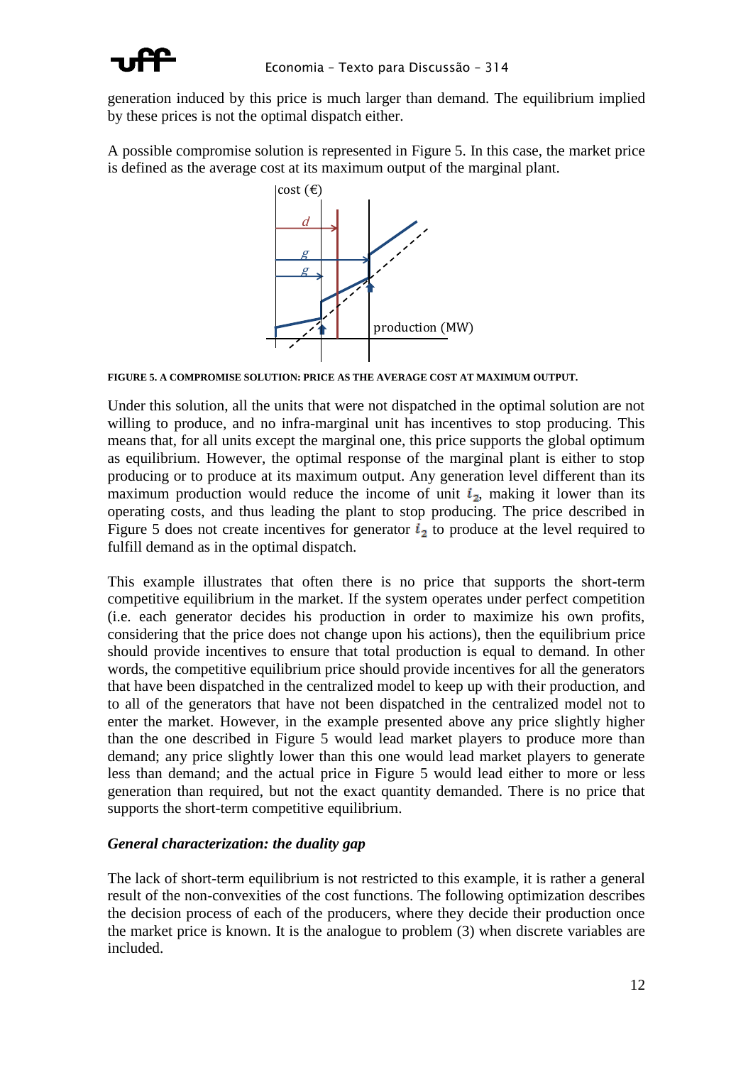generation induced by this price is much larger than demand. The equilibrium implied by these prices is not the optimal dispatch either.

A possible compromise solution is represented in Figure 5. In this case, the market price is defined as the average cost at its maximum output of the marginal plant.

FIGURE 5. A COMPROMISE SOLUTION: PRICE AS THE AVERAGE COST AT MAXIMUM OUTPUT.

Under this solution, all the units that were not dispatched in the optimal solution are not willing to produce, and no infra-marginal unit has incentives to stop producing. This means that, for all units except the marginal one, this price supports the global optimum as equilibrium. However, the optimal response of the marginal plant is either to stop producing or to produce at its maximum output. Any generation level different than its maximum production would reduce the income of unit $i_2$, making it lower than its operating costs, and thus leading the plant to stop producing. The price described in Figure 5 does not create incentives for generator $i_2$ to produce at the level required to fulfill demand as in the optimal dispatch.

This example illustrates that often there is no price that supports the short-term competitive equilibrium in the market. If the system operates under perfect competition (i.e. each generator decides his production in order to maximize his own profits, considering that the price does not change upon his actions), then the equilibrium price should provide incentives to ensure that total production is equal to demand. In other words, the competitive equilibrium price should provide incentives for all the generators that have been dispatched in the centralized model to keep up with their production, and to all of the generators that have not been dispatched in the centralized model not to enter the market. However, in the example presented above any price slightly higher than the one described in Figure 5 would lead market players to produce more than demand; any price slightly lower than this one would lead market players to generate less than demand; and the actual price in Figure 5 would lead either to more or less generation than required, but not the exact quantity demanded. There is no price that supports the short-term competitive equilibrium.

### *General characterization: the duality gap*

The lack of short-term equilibrium is not restricted to this example, it is rather a general result of the non-convexities of the cost functions. The following optimization describes the decision process of each of the producers, where they decide their production once the market price is known. It is the analogue to problem (3) when discrete variables are included.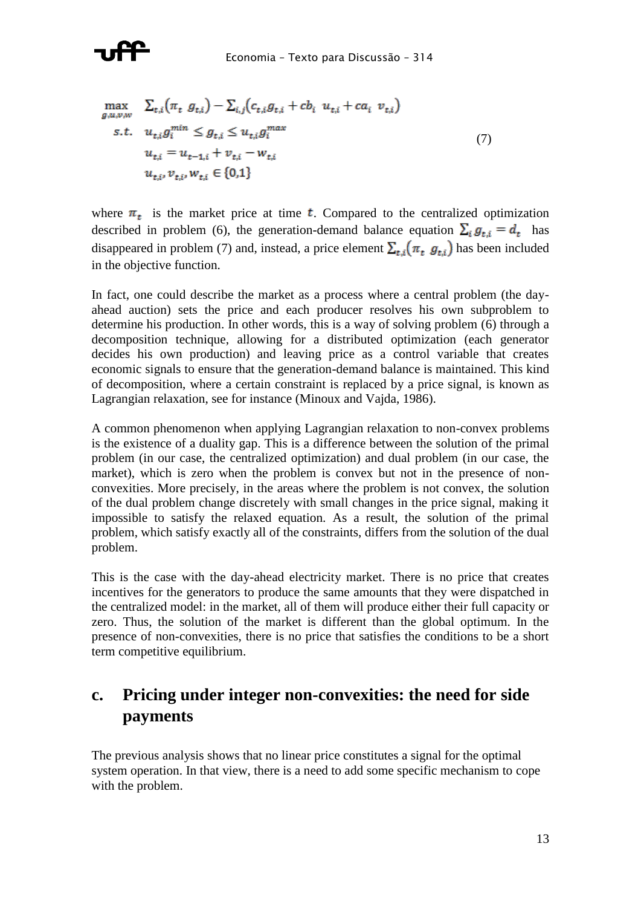$$
\begin{aligned}
\max_{g,u,v,w} \quad & \sum_{t,i}\left(\pi_t \;\, g_{t,i}\right) - \sum_{i,j}\left(c_{t,i}g_{t,i} + cb_i \;\, u_{t,i} + ca_i \;\, v_{t,i}\right) \\
s.t. \quad & u_{t,i}g_i^{min} \leq g_{t,i} \leq u_{t,i}g_i^{max} \\
& u_{t,i} = u_{t-1,i} + v_{t,i} - w_{t,i} \\
& u_{t,i}, v_{t,i}, w_{t,i} \in \{0,1\}
\end{aligned}
\tag{7}
$$

where $\pi_t$ is the market price at time $t$. Compared to the centralized optimization described in problem (6), the generation-demand balance equation $\sum_i g_{t,i} = d_t$ has disappeared in problem (7) and, instead, a price element $\sum_{t,i}\left(\pi_t \;\, g_{t,i}\right)$ has been included in the objective function.

In fact, one could describe the market as a process where a central problem (the day-ahead auction) sets the price and each producer resolves his own subproblem to determine his production. In other words, this is a way of solving problem (6) through a decomposition technique, allowing for a distributed optimization (each generator decides his own production) and leaving price as a control variable that creates economic signals to ensure that the generation-demand balance is maintained. This kind of decomposition, where a certain constraint is replaced by a price signal, is known as Lagrangian relaxation, see for instance (Minoux and Vajda, 1986).

A common phenomenon when applying Lagrangian relaxation to non-convex problems is the existence of a duality gap. This is a difference between the solution of the primal problem (in our case, the centralized optimization) and dual problem (in our case, the market), which is zero when the problem is convex but not in the presence of non-convexities. More precisely, in the areas where the problem is not convex, the solution of the dual problem change discretely with small changes in the price signal, making it impossible to satisfy the relaxed equation. As a result, the solution of the primal problem, which satisfy exactly all of the constraints, differs from the solution of the dual problem.

This is the case with the day-ahead electricity market. There is no price that creates incentives for the generators to produce the same amounts that they were dispatched in the centralized model: in the market, all of them will produce either their full capacity or zero. Thus, the solution of the market is different than the global optimum. In the presence of non-convexities, there is no price that satisfies the conditions to be a short term competitive equilibrium.

## c. Pricing under integer non-convexities: the need for side payments

The previous analysis shows that no linear price constitutes a signal for the optimal system operation. In that view, there is a need to add some specific mechanism to cope with the problem.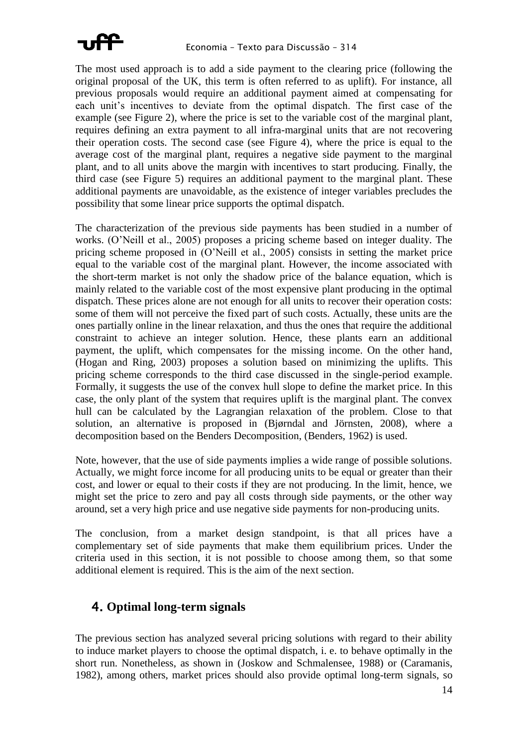The most used approach is to add a side payment to the clearing price (following the original proposal of the UK, this term is often referred to as uplift). For instance, all previous proposals would require an additional payment aimed at compensating for each unit's incentives to deviate from the optimal dispatch. The first case of the example (see Figure 2), where the price is set to the variable cost of the marginal plant, requires defining an extra payment to all infra-marginal units that are not recovering their operation costs. The second case (see Figure 4), where the price is equal to the average cost of the marginal plant, requires a negative side payment to the marginal plant, and to all units above the margin with incentives to start producing. Finally, the third case (see Figure 5) requires an additional payment to the marginal plant. These additional payments are unavoidable, as the existence of integer variables precludes the possibility that some linear price supports the optimal dispatch.

The characterization of the previous side payments has been studied in a number of works. (O'Neill et al., 2005) proposes a pricing scheme based on integer duality. The pricing scheme proposed in (O'Neill et al., 2005) consists in setting the market price equal to the variable cost of the marginal plant. However, the income associated with the short-term market is not only the shadow price of the balance equation, which is mainly related to the variable cost of the most expensive plant producing in the optimal dispatch. These prices alone are not enough for all units to recover their operation costs: some of them will not perceive the fixed part of such costs. Actually, these units are the ones partially online in the linear relaxation, and thus the ones that require the additional constraint to achieve an integer solution. Hence, these plants earn an additional payment, the uplift, which compensates for the missing income. On the other hand, (Hogan and Ring, 2003) proposes a solution based on minimizing the uplifts. This pricing scheme corresponds to the third case discussed in the single-period example. Formally, it suggests the use of the convex hull slope to define the market price. In this case, the only plant of the system that requires uplift is the marginal plant. The convex hull can be calculated by the Lagrangian relaxation of the problem. Close to that solution, an alternative is proposed in (Bjørndal and Jörnsten, 2008), where a decomposition based on the Benders Decomposition, (Benders, 1962) is used.

Note, however, that the use of side payments implies a wide range of possible solutions. Actually, we might force income for all producing units to be equal or greater than their cost, and lower or equal to their costs if they are not producing. In the limit, hence, we might set the price to zero and pay all costs through side payments, or the other way around, set a very high price and use negative side payments for non-producing units.

The conclusion, from a market design standpoint, is that all prices have a complementary set of side payments that make them equilibrium prices. Under the criteria used in this section, it is not possible to choose among them, so that some additional element is required. This is the aim of the next section.

## 4. Optimal long-term signals

The previous section has analyzed several pricing solutions with regard to their ability to induce market players to choose the optimal dispatch, i. e. to behave optimally in the short run. Nonetheless, as shown in (Joskow and Schmalensee, 1988) or (Caramanis, 1982), among others, market prices should also provide optimal long-term signals, so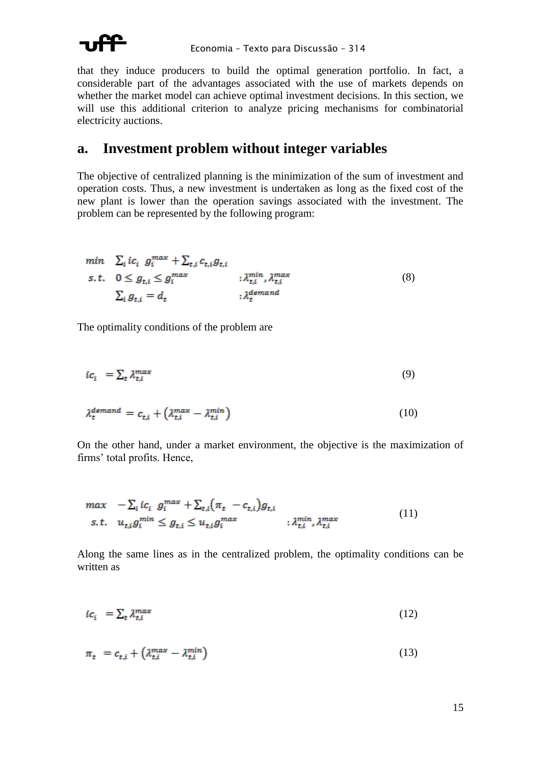that they induce producers to build the optimal generation portfolio. In fact, a considerable part of the advantages associated with the use of markets depends on whether the market model can achieve optimal investment decisions. In this section, we will use this additional criterion to analyze pricing mechanisms for combinatorial electricity auctions.

## a. Investment problem without integer variables

The objective of centralized planning is the minimization of the sum of investment and operation costs. Thus, a new investment is undertaken as long as the fixed cost of the new plant is lower than the operation savings associated with the investment. The problem can be represented by the following program:

$$
\begin{aligned}
min \quad & \sum_i ic_i \ g_i^{max} + \sum_{t,i} c_{t,i} g_{t,i} & \\
s.t. \quad & 0 \leq g_{t,i} \leq g_i^{max} & : \lambda_{t,i}^{min}, \lambda_{t,i}^{max} \\
& \sum_i g_{t,i} = d_t & : \lambda_t^{demand}
\end{aligned}
\tag{8}
$$

The optimality conditions of the problem are

$$
ic_i = \sum_t \lambda_{t,i}^{max} \tag{9}
$$

$$
\lambda_t^{demand} = c_{t,i} + \left(\lambda_{t,i}^{max} - \lambda_{t,i}^{min}\right) \tag{10}
$$

On the other hand, under a market environment, the objective is the maximization of firms' total profits. Hence,

$$
\begin{aligned}
max \quad & -\sum_i ic_i \ g_i^{max} + \sum_{t,i} (\pi_t - c_{t,i}) g_{t,i} & \\
s.t. \quad & u_{t,i} g_i^{min} \leq g_{t,i} \leq u_{t,i} g_i^{max} & : \lambda_{t,i}^{min}, \lambda_{t,i}^{max}
\end{aligned}
\tag{11}
$$

Along the same lines as in the centralized problem, the optimality conditions can be written as

$$
ic_i = \sum_t \lambda_{t,i}^{max} \tag{12}
$$

$$
\pi_t = c_{t,i} + \left(\lambda_{t,i}^{max} - \lambda_{t,i}^{min}\right) \tag{13}
$$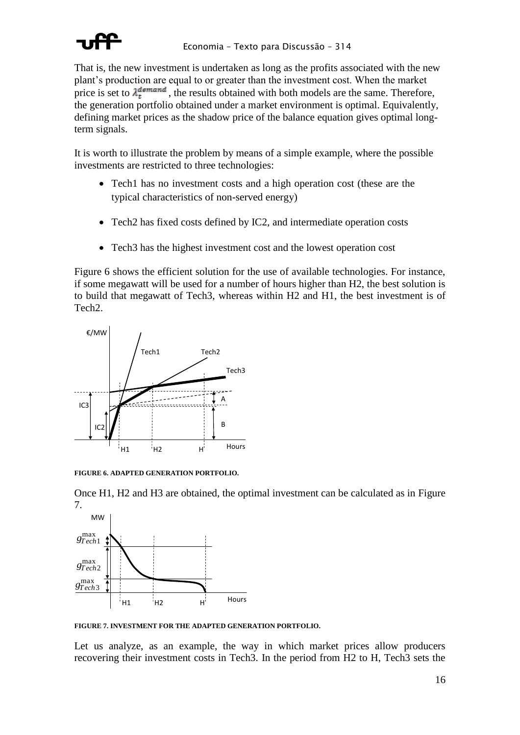That is, the new investment is undertaken as long as the profits associated with the new plant's production are equal to or greater than the investment cost. When the market price is set to $\lambda_t^{demand}$, the results obtained with both models are the same. Therefore, the generation portfolio obtained under a market environment is optimal. Equivalently, defining market prices as the shadow price of the balance equation gives optimal long-term signals.

It is worth to illustrate the problem by means of a simple example, where the possible investments are restricted to three technologies:

- Tech1 has no investment costs and a high operation cost (these are the typical characteristics of non-served energy)
- Tech2 has fixed costs defined by IC2, and intermediate operation costs
- Tech3 has the highest investment cost and the lowest operation cost

Figure 6 shows the efficient solution for the use of available technologies. For instance, if some megawatt will be used for a number of hours higher than H2, the best solution is to build that megawatt of Tech3, whereas within H2 and H1, the best investment is of Tech2.

**FIGURE 6. ADAPTED GENERATION PORTFOLIO.**

Once H1, H2 and H3 are obtained, the optimal investment can be calculated as in Figure 7.

**FIGURE 7. INVESTMENT FOR THE ADAPTED GENERATION PORTFOLIO.**

Let us analyze, as an example, the way in which market prices allow producers recovering their investment costs in Tech3. In the period from H2 to H, Tech3 sets the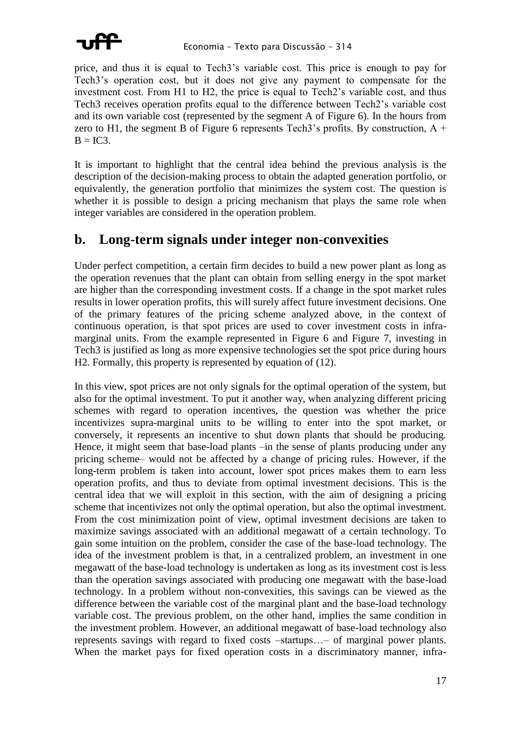price, and thus it is equal to Tech3's variable cost. This price is enough to pay for Tech3's operation cost, but it does not give any payment to compensate for the investment cost. From H1 to H2, the price is equal to Tech2's variable cost, and thus Tech3 receives operation profits equal to the difference between Tech2's variable cost and its own variable cost (represented by the segment A of Figure 6). In the hours from zero to H1, the segment B of Figure 6 represents Tech3's profits. By construction, $A + B = IC3$.

It is important to highlight that the central idea behind the previous analysis is the description of the decision-making process to obtain the adapted generation portfolio, or equivalently, the generation portfolio that minimizes the system cost. The question is whether it is possible to design a pricing mechanism that plays the same role when integer variables are considered in the operation problem.

## b. Long-term signals under integer non-convexities

Under perfect competition, a certain firm decides to build a new power plant as long as the operation revenues that the plant can obtain from selling energy in the spot market are higher than the corresponding investment costs. If a change in the spot market rules results in lower operation profits, this will surely affect future investment decisions. One of the primary features of the pricing scheme analyzed above, in the context of continuous operation, is that spot prices are used to cover investment costs in infra-marginal units. From the example represented in Figure 6 and Figure 7, investing in Tech3 is justified as long as more expensive technologies set the spot price during hours H2. Formally, this property is represented by equation of (12).

In this view, spot prices are not only signals for the optimal operation of the system, but also for the optimal investment. To put it another way, when analyzing different pricing schemes with regard to operation incentives, the question was whether the price incentivizes supra-marginal units to be willing to enter into the spot market, or conversely, it represents an incentive to shut down plants that should be producing. Hence, it might seem that base-load plants –in the sense of plants producing under any pricing scheme– would not be affected by a change of pricing rules. However, if the long-term problem is taken into account, lower spot prices makes them to earn less operation profits, and thus to deviate from optimal investment decisions. This is the central idea that we will exploit in this section, with the aim of designing a pricing scheme that incentivizes not only the optimal operation, but also the optimal investment. From the cost minimization point of view, optimal investment decisions are taken to maximize savings associated with an additional megawatt of a certain technology. To gain some intuition on the problem, consider the case of the base-load technology. The idea of the investment problem is that, in a centralized problem, an investment in one megawatt of the base-load technology is undertaken as long as its investment cost is less than the operation savings associated with producing one megawatt with the base-load technology. In a problem without non-convexities, this savings can be viewed as the difference between the variable cost of the marginal plant and the base-load technology variable cost. The previous problem, on the other hand, implies the same condition in the investment problem. However, an additional megawatt of base-load technology also represents savings with regard to fixed costs –startups…– of marginal power plants. When the market pays for fixed operation costs in a discriminatory manner, infra-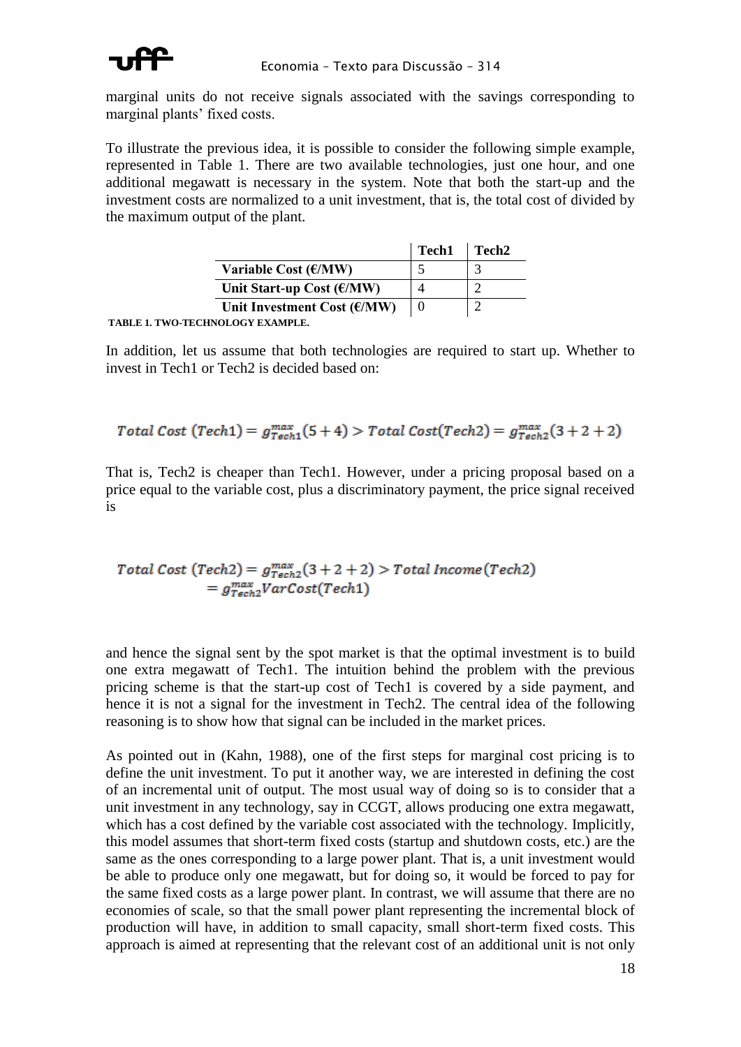marginal units do not receive signals associated with the savings corresponding to marginal plants' fixed costs.

To illustrate the previous idea, it is possible to consider the following simple example, represented in Table 1. There are two available technologies, just one hour, and one additional megawatt is necessary in the system. Note that both the start-up and the investment costs are normalized to a unit investment, that is, the total cost of divided by the maximum output of the plant.

| | Tech1 | Tech2 |
|---|---|---|
| **Variable Cost (€/MW)** | 5 | 3 |
| **Unit Start-up Cost (€/MW)** | 4 | 2 |
| **Unit Investment Cost (€/MW)** | 0 | 2 |

**TABLE 1. TWO-TECHNOLOGY EXAMPLE.**

In addition, let us assume that both technologies are required to start up. Whether to invest in Tech1 or Tech2 is decided based on:

$$Total\ Cost\ (Tech1) = g_{Tech1}^{max}(5+4) > Total\ Cost(Tech2) = g_{Tech2}^{max}(3+2+2)$$

That is, Tech2 is cheaper than Tech1. However, under a pricing proposal based on a price equal to the variable cost, plus a discriminatory payment, the price signal received is

$$Total\ Cost\ (Tech2) = g_{Tech2}^{max}(3+2+2) > Total\ Income(Tech2) = g_{Tech2}^{max} VarCost(Tech1)$$

and hence the signal sent by the spot market is that the optimal investment is to build one extra megawatt of Tech1. The intuition behind the problem with the previous pricing scheme is that the start-up cost of Tech1 is covered by a side payment, and hence it is not a signal for the investment in Tech2. The central idea of the following reasoning is to show how that signal can be included in the market prices.

As pointed out in (Kahn, 1988), one of the first steps for marginal cost pricing is to define the unit investment. To put it another way, we are interested in defining the cost of an incremental unit of output. The most usual way of doing so is to consider that a unit investment in any technology, say in CCGT, allows producing one extra megawatt, which has a cost defined by the variable cost associated with the technology. Implicitly, this model assumes that short-term fixed costs (startup and shutdown costs, etc.) are the same as the ones corresponding to a large power plant. That is, a unit investment would be able to produce only one megawatt, but for doing so, it would be forced to pay for the same fixed costs as a large power plant. In contrast, we will assume that there are no economies of scale, so that the small power plant representing the incremental block of production will have, in addition to small capacity, small short-term fixed costs. This approach is aimed at representing that the relevant cost of an additional unit is not only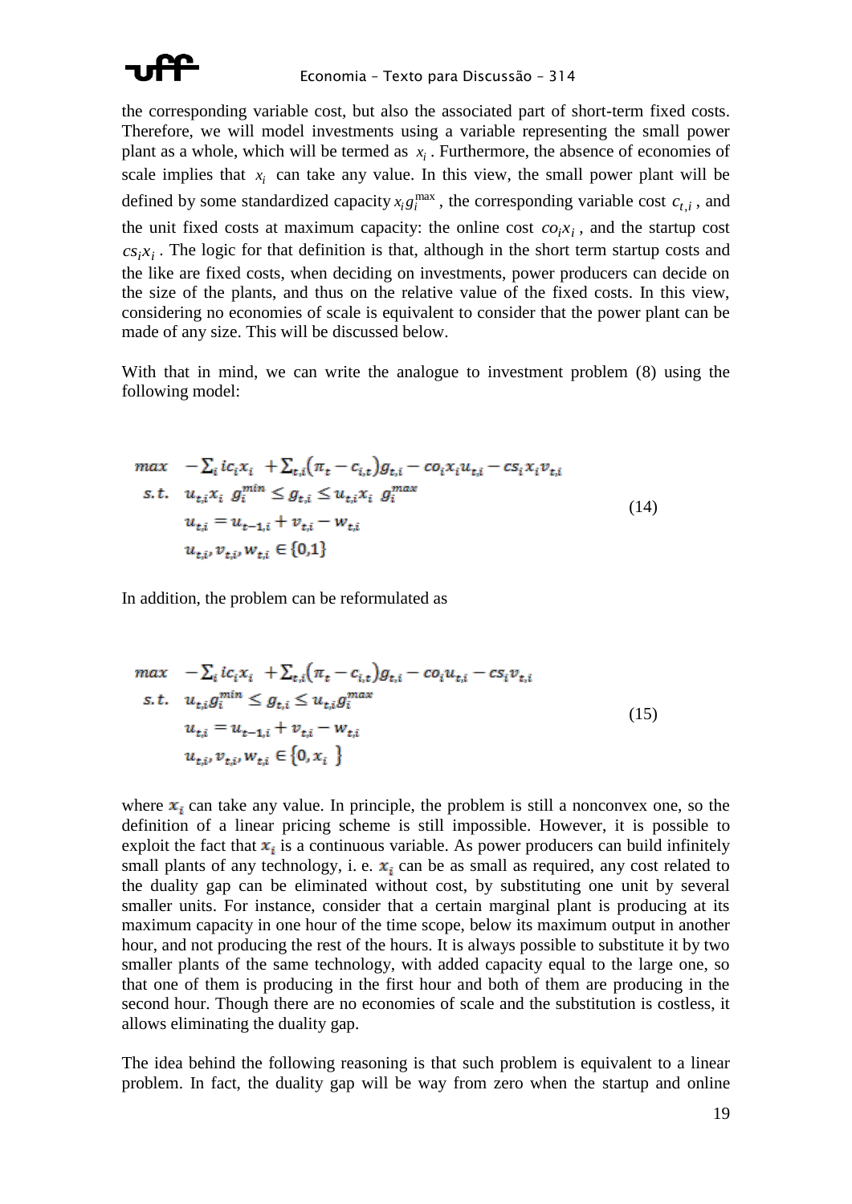the corresponding variable cost, but also the associated part of short-term fixed costs. Therefore, we will model investments using a variable representing the small power plant as a whole, which will be termed as $x_i$. Furthermore, the absence of economies of scale implies that $x_i$ can take any value. In this view, the small power plant will be defined by some standardized capacity $x_i g_i^{\max}$, the corresponding variable cost $c_{t,i}$, and the unit fixed costs at maximum capacity: the online cost $co_i x_i$, and the startup cost $cs_i x_i$. The logic for that definition is that, although in the short term startup costs and the like are fixed costs, when deciding on investments, power producers can decide on the size of the plants, and thus on the relative value of the fixed costs. In this view, considering no economies of scale is equivalent to consider that the power plant can be made of any size. This will be discussed below.

With that in mind, we can write the analogue to investment problem (8) using the following model:

$$
\begin{aligned}
\max \quad & -\sum_i ic_i x_i + \sum_{t,i}(\pi_t - c_{i,t})g_{t,i} - co_i x_i u_{t,i} - cs_i x_i v_{t,i} \\
s.t. \quad & u_{t,i} x_i \; g_i^{min} \le g_{t,i} \le u_{t,i} x_i \; g_i^{max} \\
& u_{t,i} = u_{t-1,i} + v_{t,i} - w_{t,i} \\
& u_{t,i}, v_{t,i}, w_{t,i} \in \{0,1\}
\end{aligned}
\tag{14}
$$

In addition, the problem can be reformulated as

$$
\begin{aligned}
\max \quad & -\sum_i ic_i x_i + \sum_{t,i}(\pi_t - c_{i,t})g_{t,i} - co_i u_{t,i} - cs_i v_{t,i} \\
s.t. \quad & u_{t,i} g_i^{min} \le g_{t,i} \le u_{t,i} g_i^{max} \\
& u_{t,i} = u_{t-1,i} + v_{t,i} - w_{t,i} \\
& u_{t,i}, v_{t,i}, w_{t,i} \in \{0, x_i\}
\end{aligned}
\tag{15}
$$

where $x_i$ can take any value. In principle, the problem is still a nonconvex one, so the definition of a linear pricing scheme is still impossible. However, it is possible to exploit the fact that $x_i$ is a continuous variable. As power producers can build infinitely small plants of any technology, i. e. $x_i$ can be as small as required, any cost related to the duality gap can be eliminated without cost, by substituting one unit by several smaller units. For instance, consider that a certain marginal plant is producing at its maximum capacity in one hour of the time scope, below its maximum output in another hour, and not producing the rest of the hours. It is always possible to substitute it by two smaller plants of the same technology, with added capacity equal to the large one, so that one of them is producing in the first hour and both of them are producing in the second hour. Though there are no economies of scale and the substitution is costless, it allows eliminating the duality gap.

The idea behind the following reasoning is that such problem is equivalent to a linear problem. In fact, the duality gap will be way from zero when the startup and online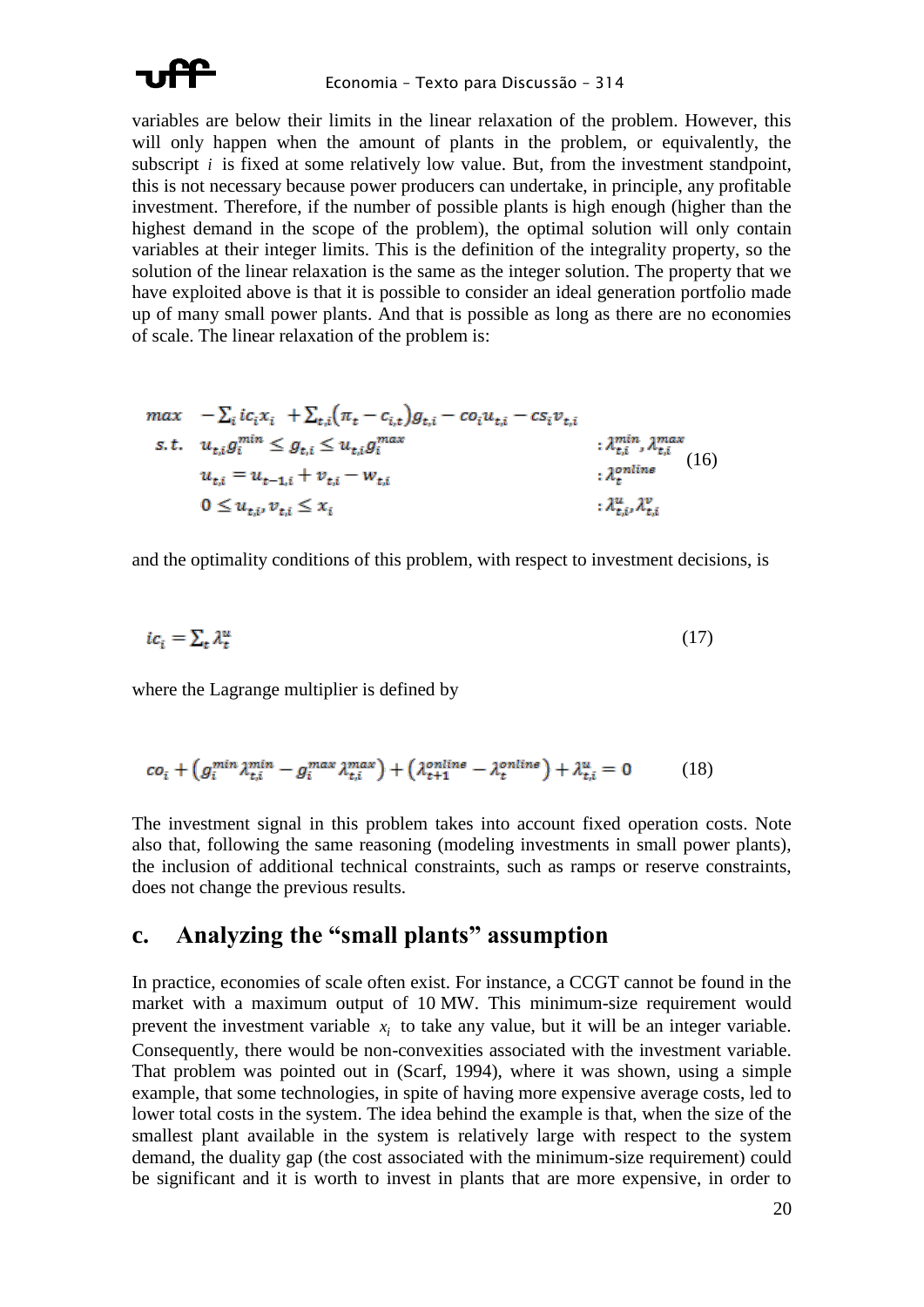variables are below their limits in the linear relaxation of the problem. However, this will only happen when the amount of plants in the problem, or equivalently, the subscript $i$ is fixed at some relatively low value. But, from the investment standpoint, this is not necessary because power producers can undertake, in principle, any profitable investment. Therefore, if the number of possible plants is high enough (higher than the highest demand in the scope of the problem), the optimal solution will only contain variables at their integer limits. This is the definition of the integrality property, so the solution of the linear relaxation is the same as the integer solution. The property that we have exploited above is that it is possible to consider an ideal generation portfolio made up of many small power plants. And that is possible as long as there are no economies of scale. The linear relaxation of the problem is:

$$
\begin{array}{lll}
max & -\sum_i ic_i x_i \;+\sum_{t,i}\left(\pi_t - c_{i,t}\right) g_{t,i} - co_i u_{t,i} - cs_i v_{t,i} & \\
s.t. & u_{t,i} g_i^{min} \leq g_{t,i} \leq u_{t,i} g_i^{max} & : \lambda_{t,i}^{min}, \lambda_{t,i}^{max} \\
& u_{t,i} = u_{t-1,i} + v_{t,i} - w_{t,i} & : \lambda_t^{online} \\
& 0 \leq u_{t,i}, v_{t,i} \leq x_i & : \lambda_{t,i}^{u}, \lambda_{t,i}^{v}
\end{array}
\quad (16)
$$

and the optimality conditions of this problem, with respect to investment decisions, is

$$
ic_i = \sum_t \lambda_t^u \quad (17)
$$

where the Lagrange multiplier is defined by

$$
co_i + \left(g_i^{min} \lambda_{t,i}^{min} - g_i^{max} \lambda_{t,i}^{max}\right) + \left(\lambda_{t+1}^{online} - \lambda_t^{online}\right) + \lambda_{t,i}^{u} = 0 \quad (18)
$$

The investment signal in this problem takes into account fixed operation costs. Note also that, following the same reasoning (modeling investments in small power plants), the inclusion of additional technical constraints, such as ramps or reserve constraints, does not change the previous results.

## c. Analyzing the "small plants" assumption

In practice, economies of scale often exist. For instance, a CCGT cannot be found in the market with a maximum output of 10 MW. This minimum-size requirement would prevent the investment variable $x_i$ to take any value, but it will be an integer variable. Consequently, there would be non-convexities associated with the investment variable. That problem was pointed out in (Scarf, 1994), where it was shown, using a simple example, that some technologies, in spite of having more expensive average costs, led to lower total costs in the system. The idea behind the example is that, when the size of the smallest plant available in the system is relatively large with respect to the system demand, the duality gap (the cost associated with the minimum-size requirement) could be significant and it is worth to invest in plants that are more expensive, in order to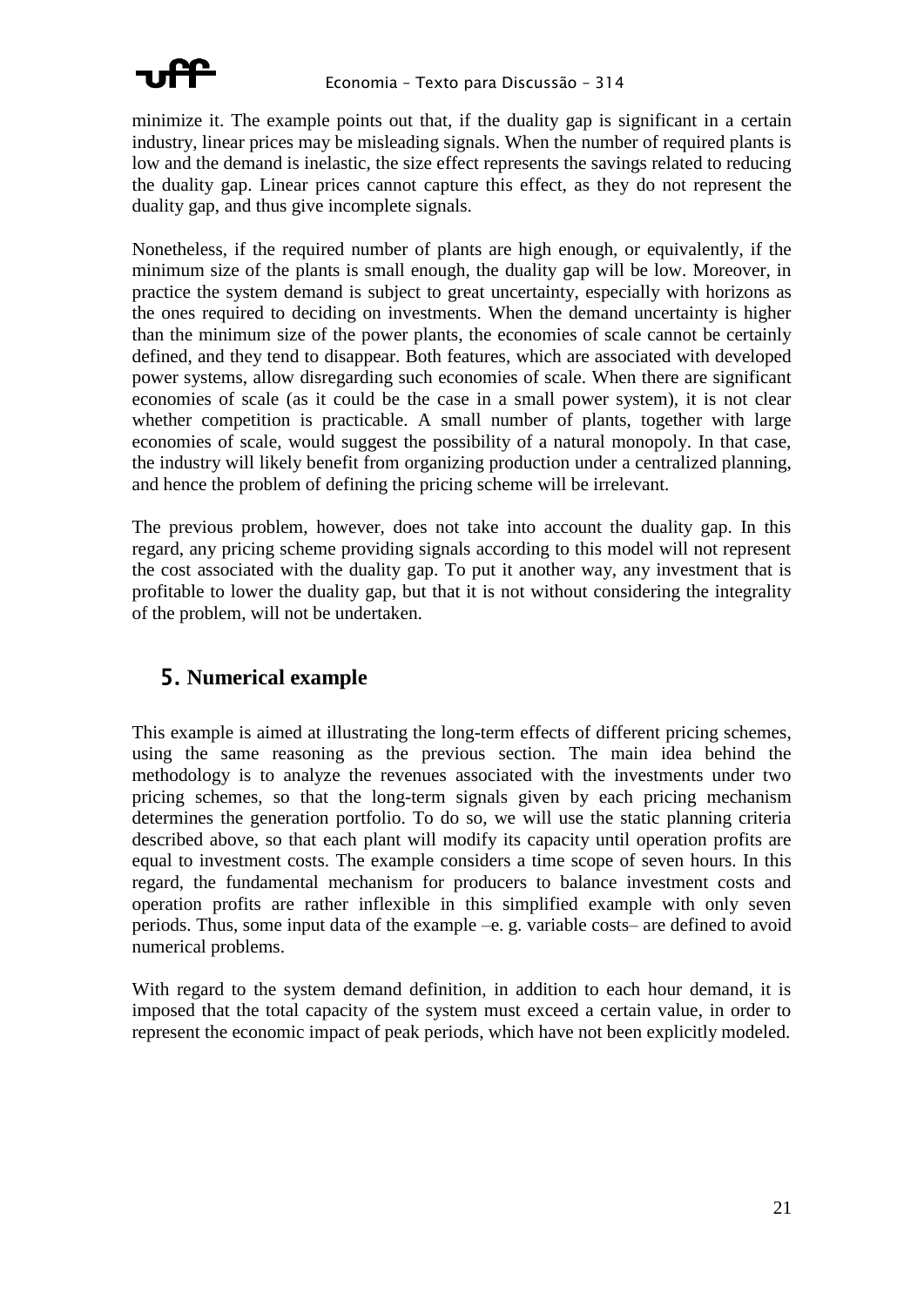minimize it. The example points out that, if the duality gap is significant in a certain industry, linear prices may be misleading signals. When the number of required plants is low and the demand is inelastic, the size effect represents the savings related to reducing the duality gap. Linear prices cannot capture this effect, as they do not represent the duality gap, and thus give incomplete signals.

Nonetheless, if the required number of plants are high enough, or equivalently, if the minimum size of the plants is small enough, the duality gap will be low. Moreover, in practice the system demand is subject to great uncertainty, especially with horizons as the ones required to deciding on investments. When the demand uncertainty is higher than the minimum size of the power plants, the economies of scale cannot be certainly defined, and they tend to disappear. Both features, which are associated with developed power systems, allow disregarding such economies of scale. When there are significant economies of scale (as it could be the case in a small power system), it is not clear whether competition is practicable. A small number of plants, together with large economies of scale, would suggest the possibility of a natural monopoly. In that case, the industry will likely benefit from organizing production under a centralized planning, and hence the problem of defining the pricing scheme will be irrelevant.

The previous problem, however, does not take into account the duality gap. In this regard, any pricing scheme providing signals according to this model will not represent the cost associated with the duality gap. To put it another way, any investment that is profitable to lower the duality gap, but that it is not without considering the integrality of the problem, will not be undertaken.

## 5. Numerical example

This example is aimed at illustrating the long-term effects of different pricing schemes, using the same reasoning as the previous section. The main idea behind the methodology is to analyze the revenues associated with the investments under two pricing schemes, so that the long-term signals given by each pricing mechanism determines the generation portfolio. To do so, we will use the static planning criteria described above, so that each plant will modify its capacity until operation profits are equal to investment costs. The example considers a time scope of seven hours. In this regard, the fundamental mechanism for producers to balance investment costs and operation profits are rather inflexible in this simplified example with only seven periods. Thus, some input data of the example –e. g. variable costs– are defined to avoid numerical problems.

With regard to the system demand definition, in addition to each hour demand, it is imposed that the total capacity of the system must exceed a certain value, in order to represent the economic impact of peak periods, which have not been explicitly modeled.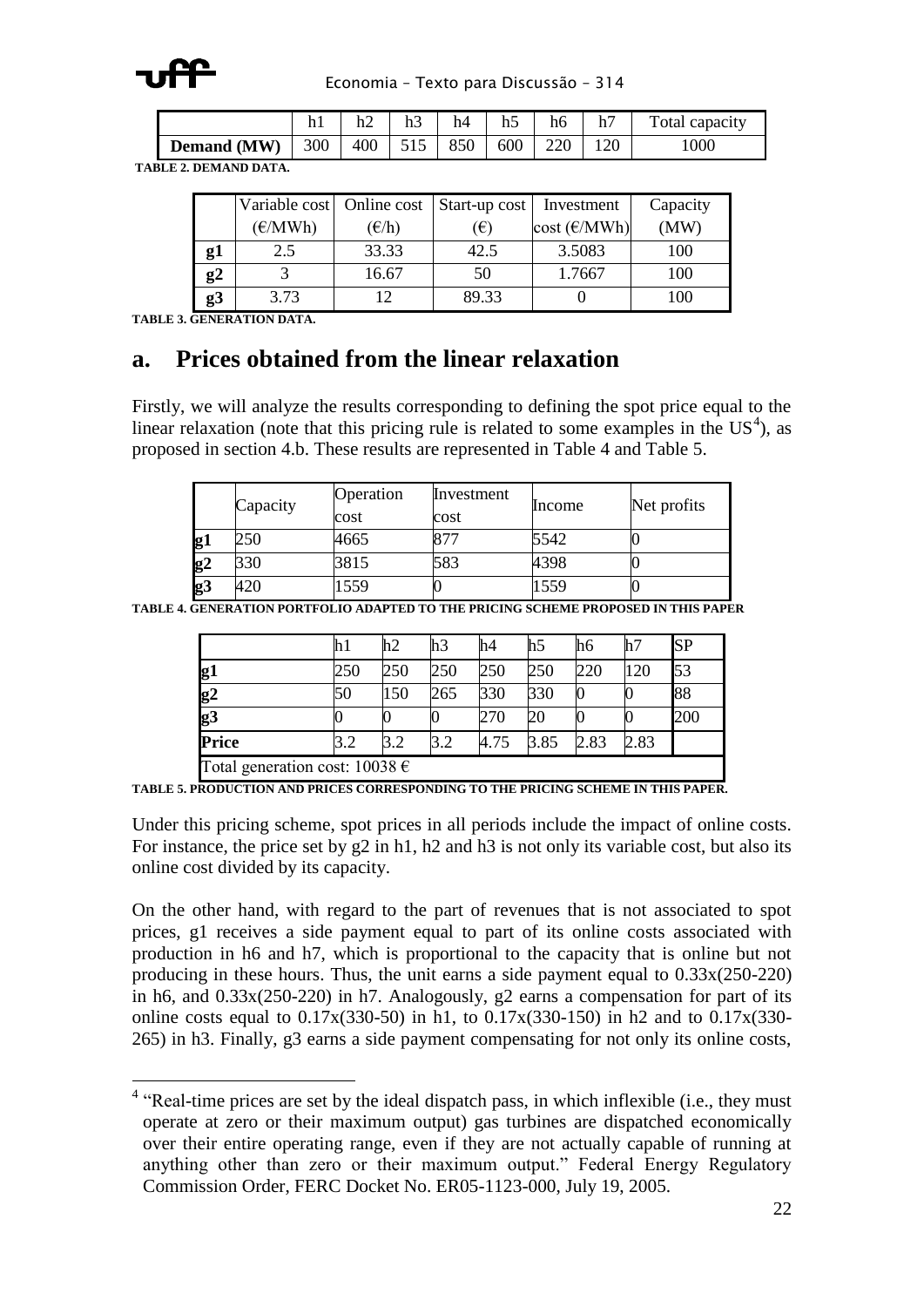|  | h1 | h2 | h3 | h4 | h5 | h6 | h7 | Total capacity |
|---|---|---|---|---|---|---|---|---|
| **Demand (MW)** | 300 | 400 | 515 | 850 | 600 | 220 | 120 | 1000 |

**TABLE 2. DEMAND DATA.**

|  | Variable cost (€/MWh) | Online cost (€/h) | Start-up cost (€) | Investment cost (€/MWh) | Capacity (MW) |
|---|---|---|---|---|---|
| **g1** | 2.5 | 33.33 | 42.5 | 3.5083 | 100 |
| **g2** | 3 | 16.67 | 50 | 1.7667 | 100 |
| **g3** | 3.73 | 12 | 89.33 | 0 | 100 |

**TABLE 3. GENERATION DATA.**

## a. Prices obtained from the linear relaxation

Firstly, we will analyze the results corresponding to defining the spot price equal to the linear relaxation (note that this pricing rule is related to some examples in the US[4]), as proposed in section 4.b. These results are represented in Table 4 and Table 5.

|  | Capacity | Operation cost | Investment cost | Income | Net profits |
|---|---|---|---|---|---|
| **g1** | 250 | 4665 | 877 | 5542 | 0 |
| **g2** | 330 | 3815 | 583 | 4398 | 0 |
| **g3** | 420 | 1559 | 0 | 1559 | 0 |

**TABLE 4. GENERATION PORTFOLIO ADAPTED TO THE PRICING SCHEME PROPOSED IN THIS PAPER**

|  | h1 | h2 | h3 | h4 | h5 | h6 | h7 | SP |
|---|---|---|---|---|---|---|---|---|
| **g1** | 250 | 250 | 250 | 250 | 250 | 220 | 120 | 53 |
| **g2** | 50 | 150 | 265 | 330 | 330 | 0 | 0 | 88 |
| **g3** | 0 | 0 | 0 | 270 | 20 | 0 | 0 | 200 |
| **Price** | 3.2 | 3.2 | 3.2 | 4.75 | 3.85 | 2.83 | 2.83 |  |
| Total generation cost: 10038 € |  |  |  |  |  |  |  |  |

**TABLE 5. PRODUCTION AND PRICES CORRESPONDING TO THE PRICING SCHEME IN THIS PAPER.**

Under this pricing scheme, spot prices in all periods include the impact of online costs. For instance, the price set by g2 in h1, h2 and h3 is not only its variable cost, but also its online cost divided by its capacity.

On the other hand, with regard to the part of revenues that is not associated to spot prices, g1 receives a side payment equal to part of its online costs associated with production in h6 and h7, which is proportional to the capacity that is online but not producing in these hours. Thus, the unit earns a side payment equal to 0.33x(250-220) in h6, and 0.33x(250-220) in h7. Analogously, g2 earns a compensation for part of its online costs equal to 0.17x(330-50) in h1, to 0.17x(330-150) in h2 and to 0.17x(330-265) in h3. Finally, g3 earns a side payment compensating for not only its online costs,

[4] "Real-time prices are set by the ideal dispatch pass, in which inflexible (i.e., they must operate at zero or their maximum output) gas turbines are dispatched economically over their entire operating range, even if they are not actually capable of running at anything other than zero or their maximum output." Federal Energy Regulatory Commission Order, FERC Docket No. ER05-1123-000, July 19, 2005.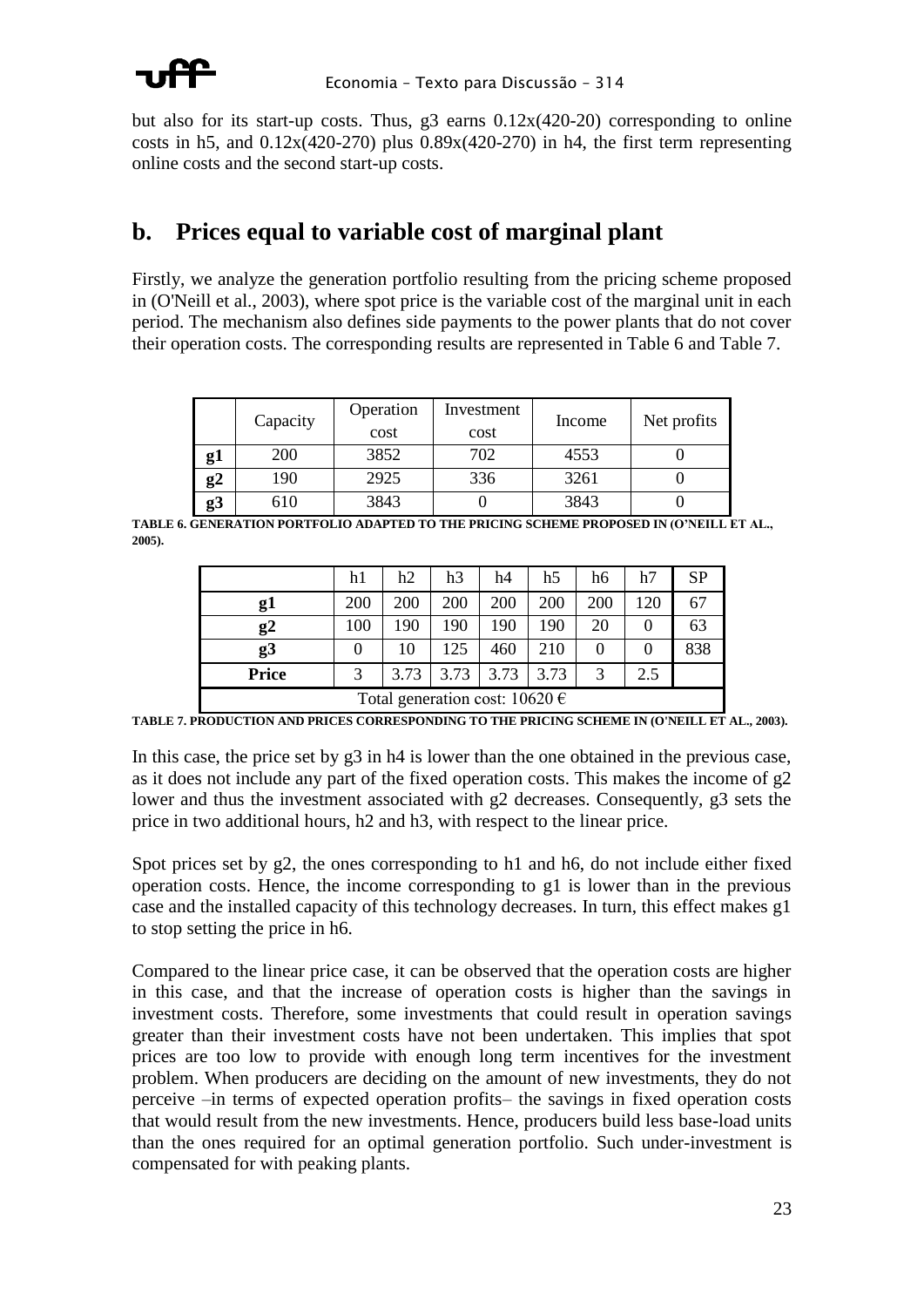but also for its start-up costs. Thus, g3 earns 0.12x(420-20) corresponding to online costs in h5, and 0.12x(420-270) plus 0.89x(420-270) in h4, the first term representing online costs and the second start-up costs.

## b. Prices equal to variable cost of marginal plant

Firstly, we analyze the generation portfolio resulting from the pricing scheme proposed in (O'Neill et al., 2003), where spot price is the variable cost of the marginal unit in each period. The mechanism also defines side payments to the power plants that do not cover their operation costs. The corresponding results are represented in Table 6 and Table 7.

| | Capacity | Operation cost | Investment cost | Income | Net profits |
|---|---|---|---|---|---|
| **g1** | 200 | 3852 | 702 | 4553 | 0 |
| **g2** | 190 | 2925 | 336 | 3261 | 0 |
| **g3** | 610 | 3843 | 0 | 3843 | 0 |

**TABLE 6. GENERATION PORTFOLIO ADAPTED TO THE PRICING SCHEME PROPOSED IN (O'NEILL ET AL., 2005).**

| | h1 | h2 | h3 | h4 | h5 | h6 | h7 | SP |
|---|---|---|---|---|---|---|---|---|
| **g1** | 200 | 200 | 200 | 200 | 200 | 200 | 120 | 67 |
| **g2** | 100 | 190 | 190 | 190 | 190 | 20 | 0 | 63 |
| **g3** | 0 | 10 | 125 | 460 | 210 | 0 | 0 | 838 |
| **Price** | 3 | 3.73 | 3.73 | 3.73 | 3.73 | 3 | 2.5 | |
| Total generation cost: 10620 € | | | | | | | | |

**TABLE 7. PRODUCTION AND PRICES CORRESPONDING TO THE PRICING SCHEME IN (O'NEILL ET AL., 2003).**

In this case, the price set by g3 in h4 is lower than the one obtained in the previous case, as it does not include any part of the fixed operation costs. This makes the income of g2 lower and thus the investment associated with g2 decreases. Consequently, g3 sets the price in two additional hours, h2 and h3, with respect to the linear price.

Spot prices set by g2, the ones corresponding to h1 and h6, do not include either fixed operation costs. Hence, the income corresponding to g1 is lower than in the previous case and the installed capacity of this technology decreases. In turn, this effect makes g1 to stop setting the price in h6.

Compared to the linear price case, it can be observed that the operation costs are higher in this case, and that the increase of operation costs is higher than the savings in investment costs. Therefore, some investments that could result in operation savings greater than their investment costs have not been undertaken. This implies that spot prices are too low to provide with enough long term incentives for the investment problem. When producers are deciding on the amount of new investments, they do not perceive –in terms of expected operation profits– the savings in fixed operation costs that would result from the new investments. Hence, producers build less base-load units than the ones required for an optimal generation portfolio. Such under-investment is compensated for with peaking plants.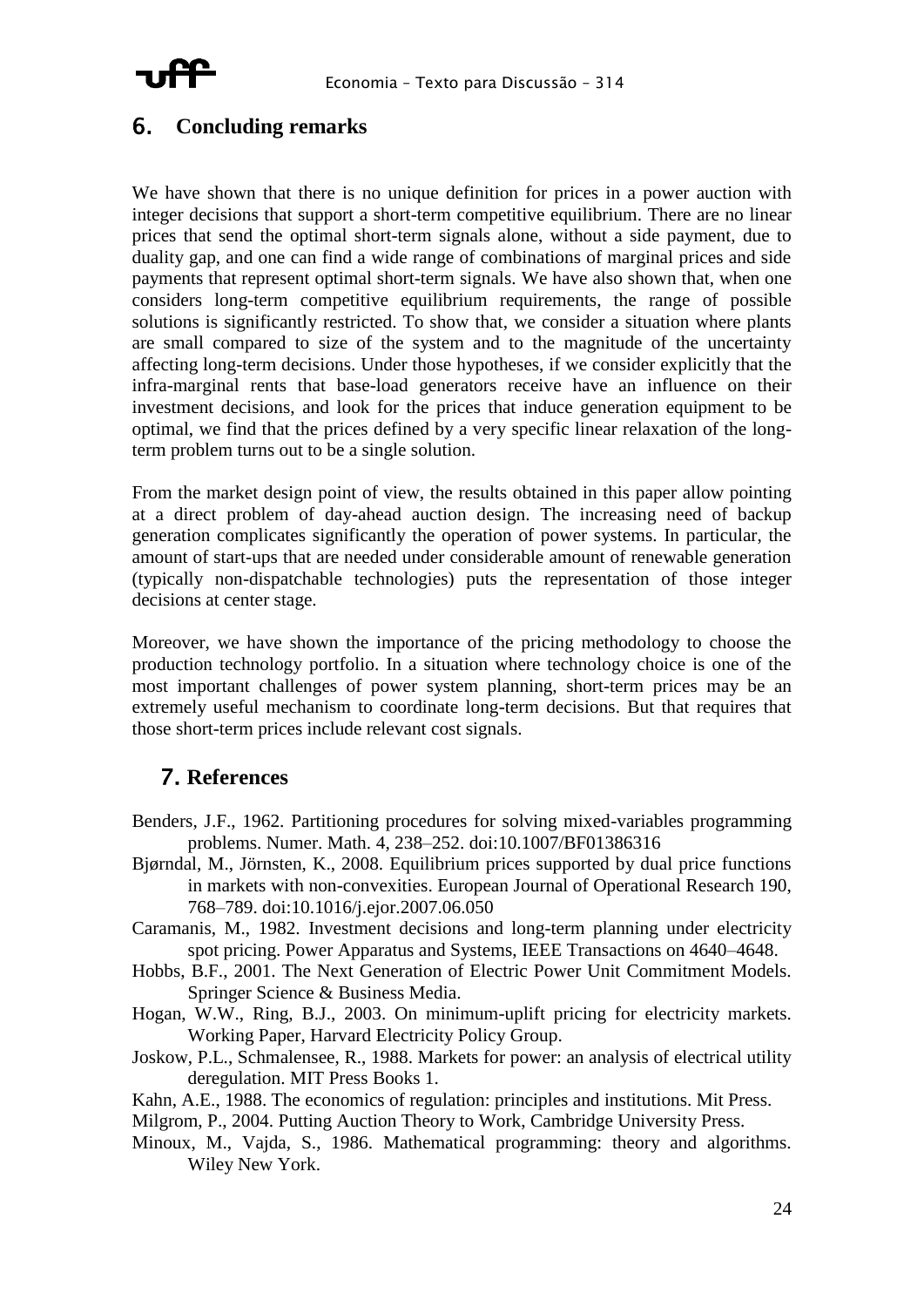## 6. Concluding remarks

We have shown that there is no unique definition for prices in a power auction with integer decisions that support a short-term competitive equilibrium. There are no linear prices that send the optimal short-term signals alone, without a side payment, due to duality gap, and one can find a wide range of combinations of marginal prices and side payments that represent optimal short-term signals. We have also shown that, when one considers long-term competitive equilibrium requirements, the range of possible solutions is significantly restricted. To show that, we consider a situation where plants are small compared to size of the system and to the magnitude of the uncertainty affecting long-term decisions. Under those hypotheses, if we consider explicitly that the infra-marginal rents that base-load generators receive have an influence on their investment decisions, and look for the prices that induce generation equipment to be optimal, we find that the prices defined by a very specific linear relaxation of the long-term problem turns out to be a single solution.

From the market design point of view, the results obtained in this paper allow pointing at a direct problem of day-ahead auction design. The increasing need of backup generation complicates significantly the operation of power systems. In particular, the amount of start-ups that are needed under considerable amount of renewable generation (typically non-dispatchable technologies) puts the representation of those integer decisions at center stage.

Moreover, we have shown the importance of the pricing methodology to choose the production technology portfolio. In a situation where technology choice is one of the most important challenges of power system planning, short-term prices may be an extremely useful mechanism to coordinate long-term decisions. But that requires that those short-term prices include relevant cost signals.

## 7. References

Benders, J.F., 1962. Partitioning procedures for solving mixed-variables programming problems. Numer. Math. 4, 238–252. doi:10.1007/BF01386316

Bjørndal, M., Jörnsten, K., 2008. Equilibrium prices supported by dual price functions in markets with non-convexities. European Journal of Operational Research 190, 768–789. doi:10.1016/j.ejor.2007.06.050

Caramanis, M., 1982. Investment decisions and long-term planning under electricity spot pricing. Power Apparatus and Systems, IEEE Transactions on 4640–4648.

Hobbs, B.F., 2001. The Next Generation of Electric Power Unit Commitment Models. Springer Science & Business Media.

Hogan, W.W., Ring, B.J., 2003. On minimum-uplift pricing for electricity markets. Working Paper, Harvard Electricity Policy Group.

Joskow, P.L., Schmalensee, R., 1988. Markets for power: an analysis of electrical utility deregulation. MIT Press Books 1.

Kahn, A.E., 1988. The economics of regulation: principles and institutions. Mit Press.

Milgrom, P., 2004. Putting Auction Theory to Work, Cambridge University Press.

Minoux, M., Vajda, S., 1986. Mathematical programming: theory and algorithms. Wiley New York.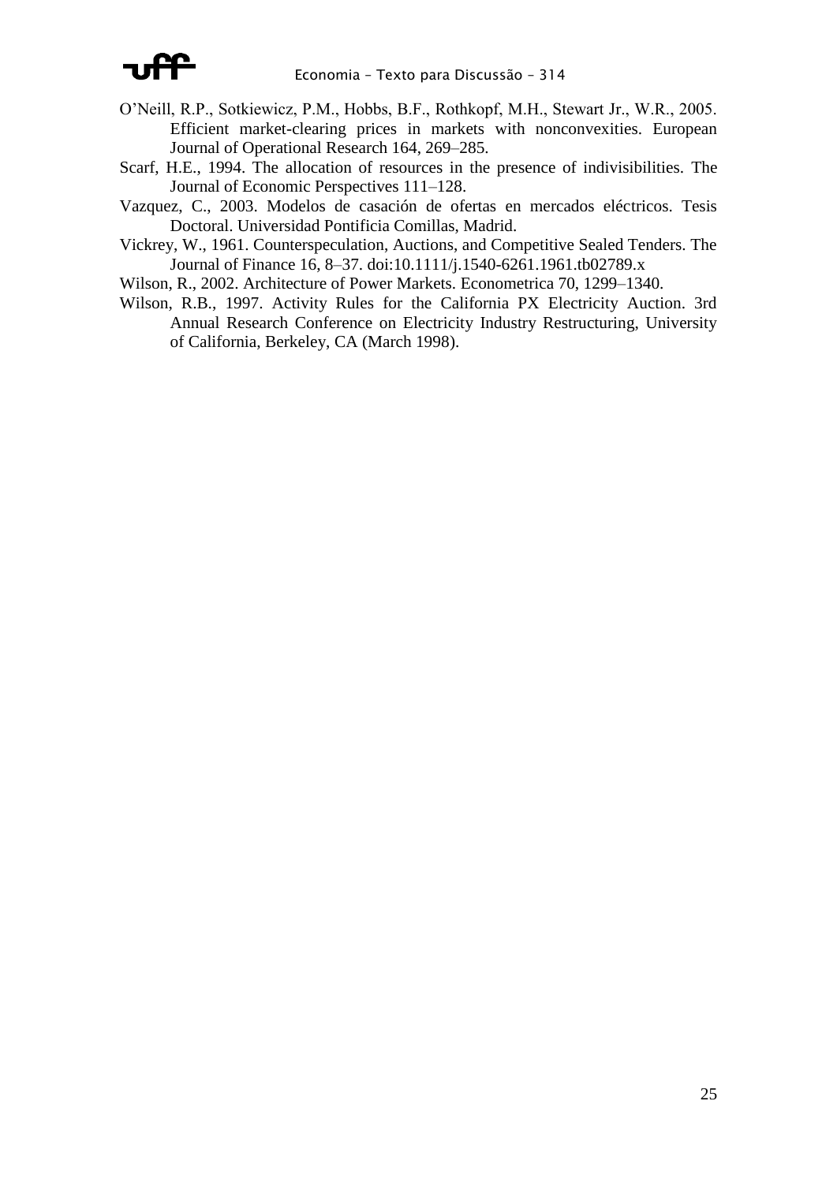O'Neill, R.P., Sotkiewicz, P.M., Hobbs, B.F., Rothkopf, M.H., Stewart Jr., W.R., 2005. Efficient market-clearing prices in markets with nonconvexities. European Journal of Operational Research 164, 269–285.

Scarf, H.E., 1994. The allocation of resources in the presence of indivisibilities. The Journal of Economic Perspectives 111–128.

Vazquez, C., 2003. Modelos de casación de ofertas en mercados eléctricos. Tesis Doctoral. Universidad Pontificia Comillas, Madrid.

Vickrey, W., 1961. Counterspeculation, Auctions, and Competitive Sealed Tenders. The Journal of Finance 16, 8–37. doi:10.1111/j.1540-6261.1961.tb02789.x

Wilson, R., 2002. Architecture of Power Markets. Econometrica 70, 1299–1340.

Wilson, R.B., 1997. Activity Rules for the California PX Electricity Auction. 3rd Annual Research Conference on Electricity Industry Restructuring, University of California, Berkeley, CA (March 1998).